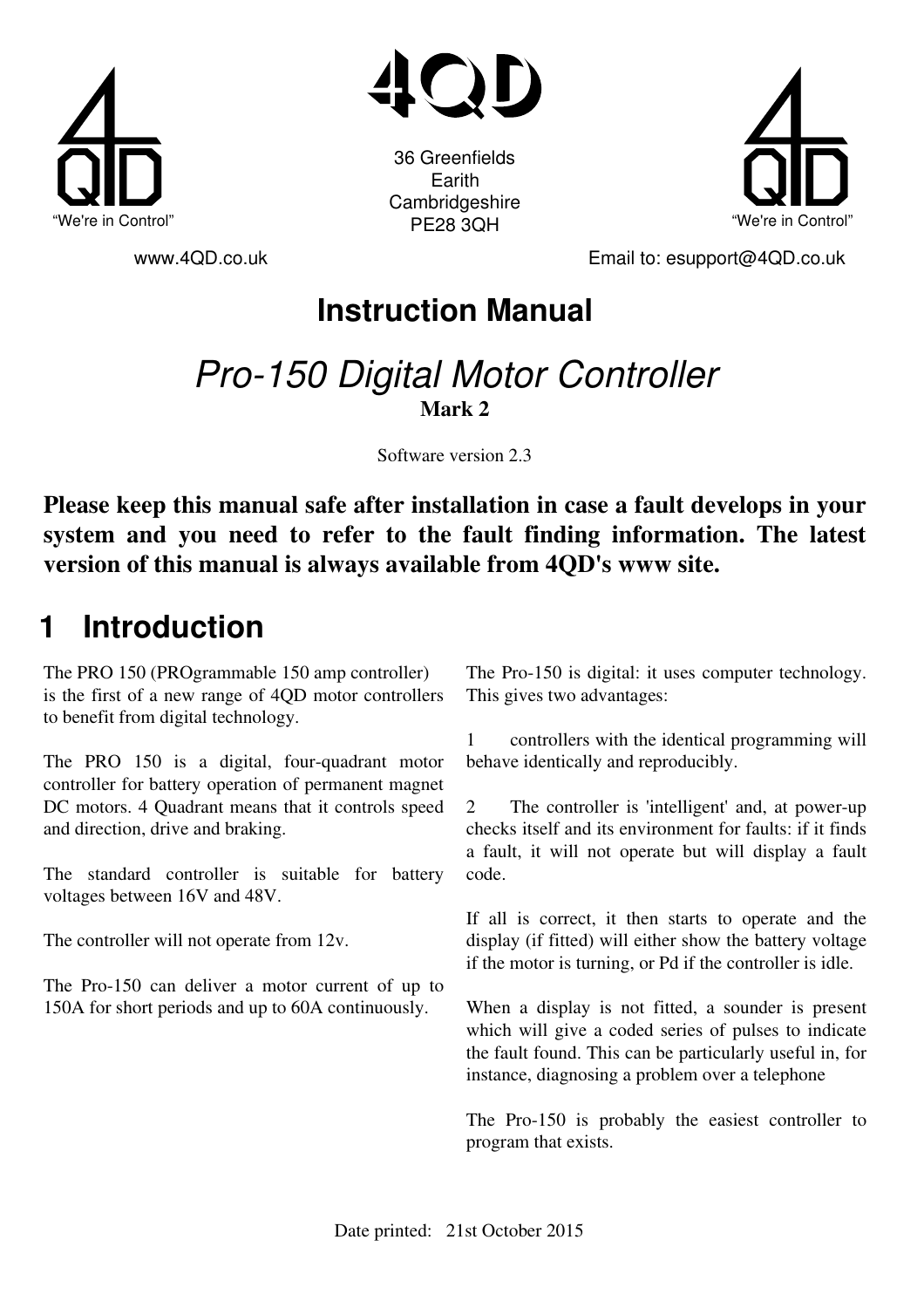4QD

“We're in Control”

36 Greenfields
Earith
Cambridgeshire
PE28 3QH

“We're in Control”

www.4QD.co.uk

Email to: esupport@4QD.co.uk

# Instruction Manual

## *Pro-150 Digital Motor Controller*

**Mark 2**

Software version 2.3

**Please keep this manual safe after installation in case a fault develops in your system and you need to refer to the fault finding information. The latest version of this manual is always available from 4QD's www site.**

# 1 Introduction

The PRO 150 (PROgrammable 150 amp controller) is the first of a new range of 4QD motor controllers to benefit from digital technology.

The PRO 150 is a digital, four-quadrant motor controller for battery operation of permanent magnet DC motors. 4 Quadrant means that it controls speed and direction, drive and braking.

The standard controller is suitable for battery voltages between 16V and 48V.

The controller will not operate from 12v.

The Pro-150 can deliver a motor current of up to 150A for short periods and up to 60A continuously.

The Pro-150 is digital: it uses computer technology. This gives two advantages:

1 controllers with the identical programming will behave identically and reproducibly.

2 The controller is 'intelligent' and, at power-up checks itself and its environment for faults: if it finds a fault, it will not operate but will display a fault code.

If all is correct, it then starts to operate and the display (if fitted) will either show the battery voltage if the motor is turning, or Pd if the controller is idle.

When a display is not fitted, a sounder is present which will give a coded series of pulses to indicate the fault found. This can be particularly useful in, for instance, diagnosing a problem over a telephone

The Pro-150 is probably the easiest controller to program that exists.

Date printed: 21st October 2015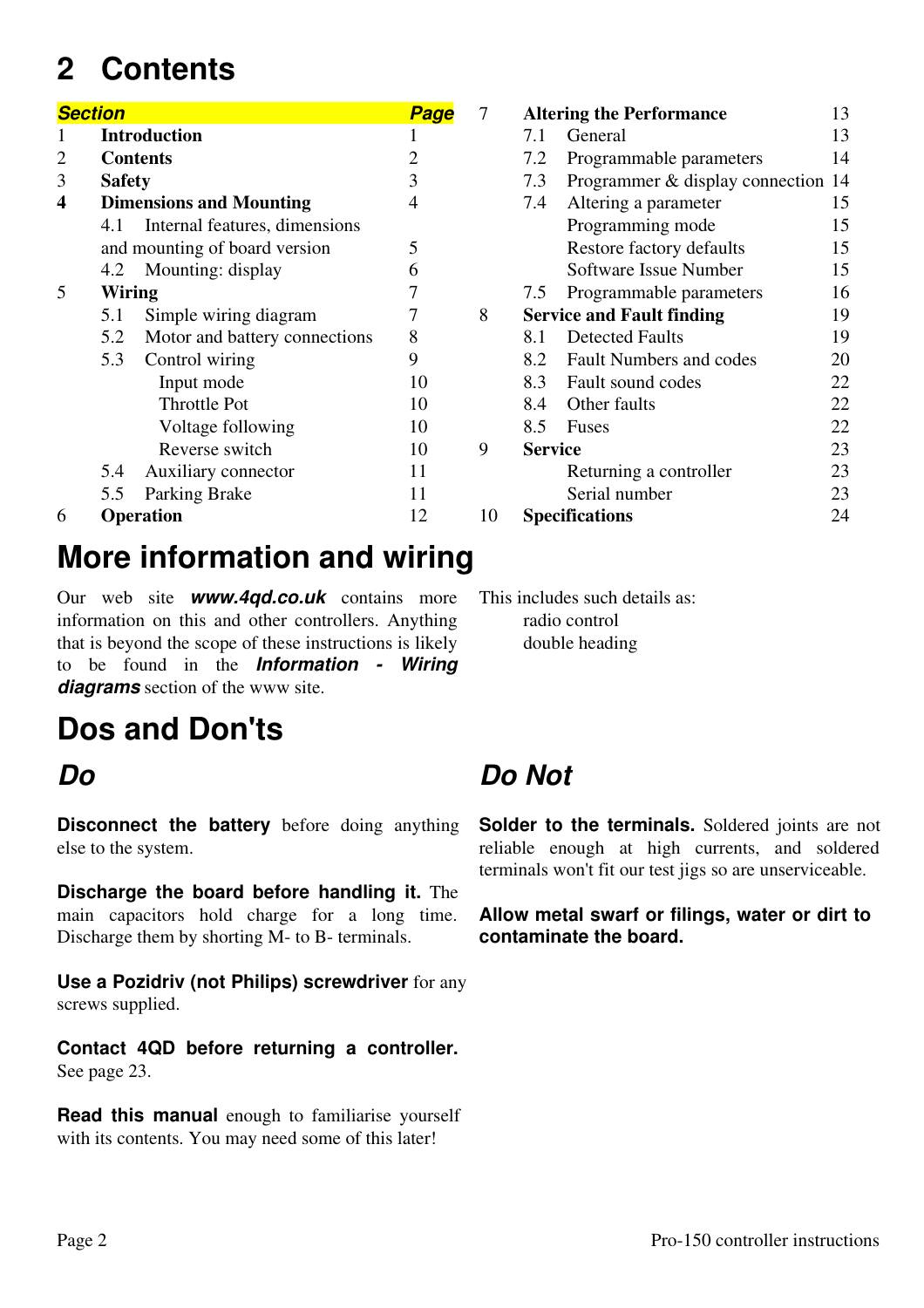# 2 Contents

| Section | | Page |
|---|---|---|
| 1 | **Introduction** | 1 |
| 2 | **Contents** | 2 |
| 3 | **Safety** | 3 |
| **4** | **Dimensions and Mounting** | 4 |
| | 4.1 Internal features, dimensions and mounting of board version | 5 |
| | 4.2 Mounting: display | 6 |
| 5 | **Wiring** | 7 |
| | 5.1 Simple wiring diagram | 7 |
| | 5.2 Motor and battery connections | 8 |
| | 5.3 Control wiring | 9 |
| | Input mode | 10 |
| | Throttle Pot | 10 |
| | Voltage following | 10 |
| | Reverse switch | 10 |
| | 5.4 Auxiliary connector | 11 |
| | 5.5 Parking Brake | 11 |
| 6 | **Operation** | 12 |
| 7 | **Altering the Performance** | 13 |
| | 7.1 General | 13 |
| | 7.2 Programmable parameters | 14 |
| | 7.3 Programmer & display connection | 14 |
| | 7.4 Altering a parameter | 15 |
| | Programming mode | 15 |
| | Restore factory defaults | 15 |
| | Software Issue Number | 15 |
| | 7.5 Programmable parameters | 16 |
| 8 | **Service and Fault finding** | 19 |
| | 8.1 Detected Faults | 19 |
| | 8.2 Fault Numbers and codes | 20 |
| | 8.3 Fault sound codes | 22 |
| | 8.4 Other faults | 22 |
| | 8.5 Fuses | 22 |
| 9 | **Service** | 23 |
| | Returning a controller | 23 |
| | Serial number | 23 |
| 10 | **Specifications** | 24 |

# More information and wiring

Our web site ***www.4qd.co.uk*** contains more information on this and other controllers. Anything that is beyond the scope of these instructions is likely to be found in the ***Information - Wiring diagrams*** section of the www site.

This includes such details as:

- radio control
- double heading

# Dos and Don'ts

## *Do*

**Disconnect the battery** before doing anything else to the system.

**Discharge the board before handling it.** The main capacitors hold charge for a long time. Discharge them by shorting M- to B- terminals.

**Use a Pozidriv (not Philips) screwdriver** for any screws supplied.

**Contact 4QD before returning a controller.** See page 23.

**Read this manual** enough to familiarise yourself with its contents. You may need some of this later!

## *Do Not*

**Solder to the terminals.** Soldered joints are not reliable enough at high currents, and soldered terminals won't fit our test jigs so are unserviceable.

**Allow metal swarf or filings, water or dirt to contaminate the board.**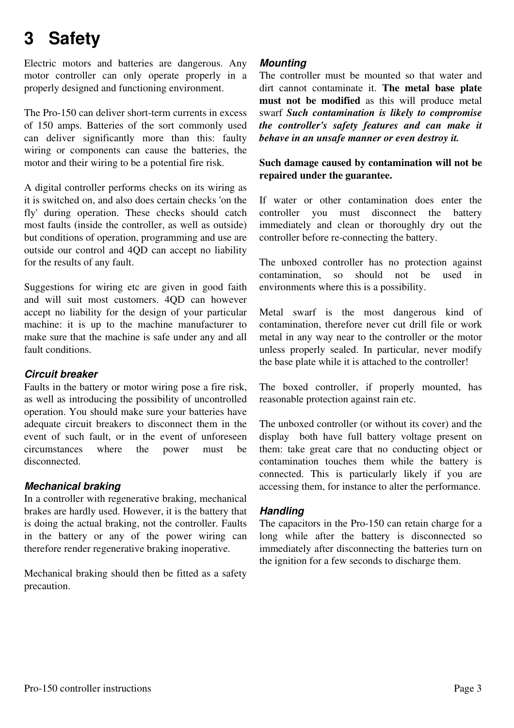# 3 Safety

Electric motors and batteries are dangerous. Any motor controller can only operate properly in a properly designed and functioning environment.

The Pro-150 can deliver short-term currents in excess of 150 amps. Batteries of the sort commonly used can deliver significantly more than this: faulty wiring or components can cause the batteries, the motor and their wiring to be a potential fire risk.

A digital controller performs checks on its wiring as it is switched on, and also does certain checks 'on the fly' during operation. These checks should catch most faults (inside the controller, as well as outside) but conditions of operation, programming and use are outside our control and 4QD can accept no liability for the results of any fault.

Suggestions for wiring etc are given in good faith and will suit most customers. 4QD can however accept no liability for the design of your particular machine: it is up to the machine manufacturer to make sure that the machine is safe under any and all fault conditions.

### Circuit breaker

Faults in the battery or motor wiring pose a fire risk, as well as introducing the possibility of uncontrolled operation. You should make sure your batteries have adequate circuit breakers to disconnect them in the event of such fault, or in the event of unforeseen circumstances where the power must be disconnected.

### Mechanical braking

In a controller with regenerative braking, mechanical brakes are hardly used. However, it is the battery that is doing the actual braking, not the controller. Faults in the battery or any of the power wiring can therefore render regenerative braking inoperative.

Mechanical braking should then be fitted as a safety precaution.

### Mounting

The controller must be mounted so that water and dirt cannot contaminate it. **The metal base plate must not be modified** as this will produce metal swarf ***Such contamination is likely to compromise the controller's safety features and can make it behave in an unsafe manner or even destroy it.***

**Such damage caused by contamination will not be repaired under the guarantee.**

If water or other contamination does enter the controller you must disconnect the battery immediately and clean or thoroughly dry out the controller before re-connecting the battery.

The unboxed controller has no protection against contamination, so should not be used in environments where this is a possibility.

Metal swarf is the most dangerous kind of contamination, therefore never cut drill file or work metal in any way near to the controller or the motor unless properly sealed. In particular, never modify the base plate while it is attached to the controller!

The boxed controller, if properly mounted, has reasonable protection against rain etc.

The unboxed controller (or without its cover) and the display both have full battery voltage present on them: take great care that no conducting object or contamination touches them while the battery is connected. This is particularly likely if you are accessing them, for instance to alter the performance.

### Handling

The capacitors in the Pro-150 can retain charge for a long while after the battery is disconnected so immediately after disconnecting the batteries turn on the ignition for a few seconds to discharge them.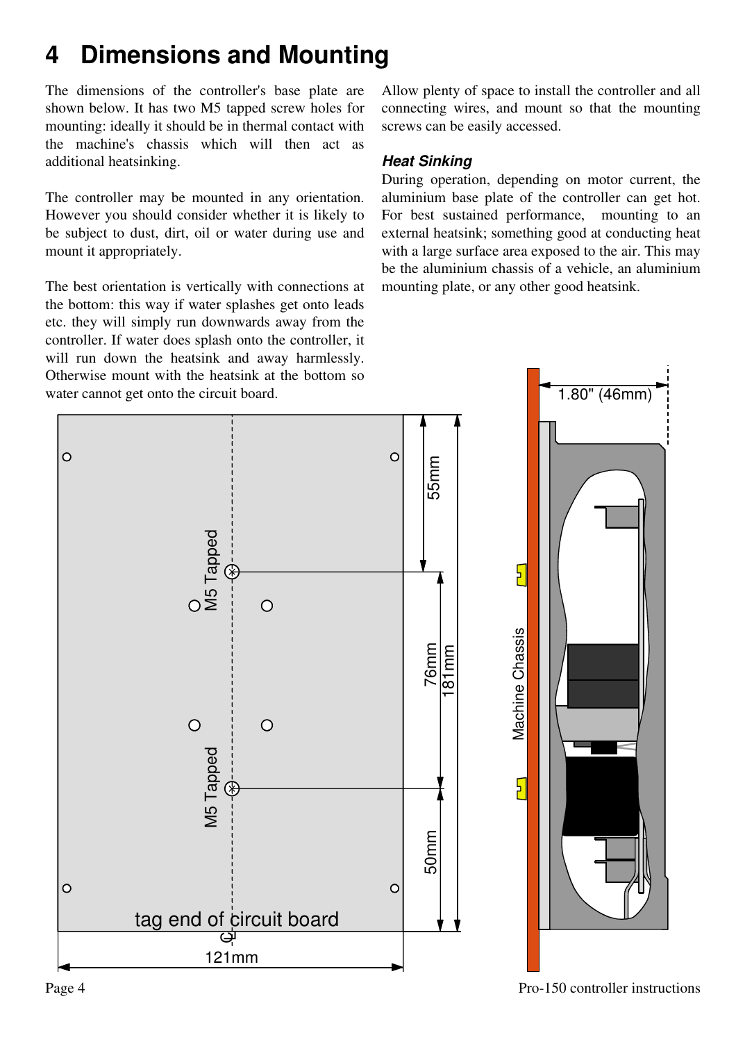# 4 Dimensions and Mounting

The dimensions of the controller's base plate are shown below. It has two M5 tapped screw holes for mounting: ideally it should be in thermal contact with the machine's chassis which will then act as additional heatsinking.

The controller may be mounted in any orientation. However you should consider whether it is likely to be subject to dust, dirt, oil or water during use and mount it appropriately.

The best orientation is vertically with connections at the bottom: this way if water splashes get onto leads etc. they will simply run downwards away from the controller. If water does splash onto the controller, it will run down the heatsink and away harmlessly. Otherwise mount with the heatsink at the bottom so water cannot get onto the circuit board.

Allow plenty of space to install the controller and all connecting wires, and mount so that the mounting screws can be easily accessed.

### *Heat Sinking*

During operation, depending on motor current, the aluminium base plate of the controller can get hot. For best sustained performance, mounting to an external heatsink; something good at conducting heat with a large surface area exposed to the air. This may be the aluminium chassis of a vehicle, an aluminium mounting plate, or any other good heatsink.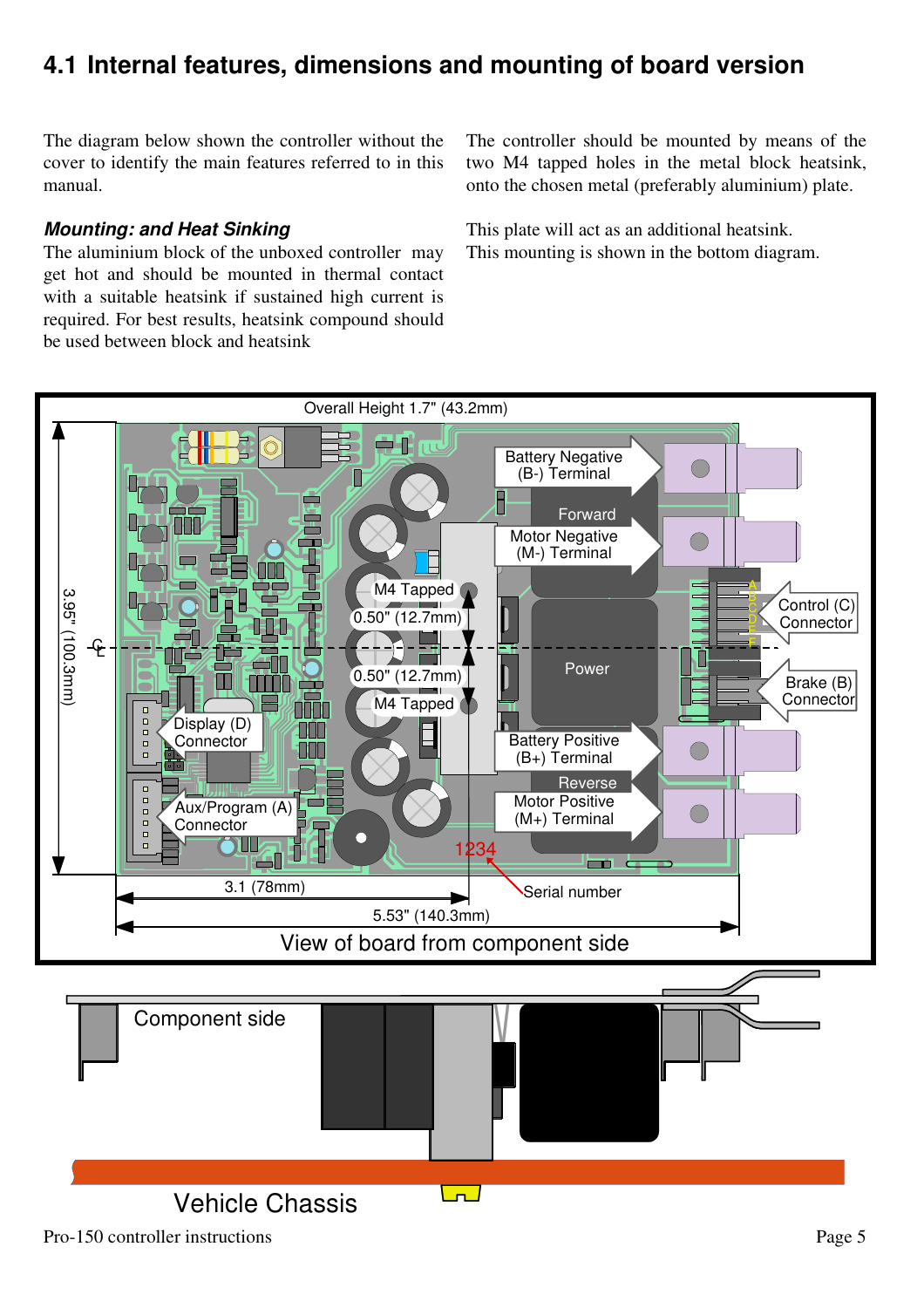## 4.1 Internal features, dimensions and mounting of board version

The diagram below shown the controller without the cover to identify the main features referred to in this manual.

***Mounting: and Heat Sinking***

The aluminium block of the unboxed controller may get hot and should be mounted in thermal contact with a suitable heatsink if sustained high current is required. For best results, heatsink compound should be used between block and heatsink

The controller should be mounted by means of the two M4 tapped holes in the metal block heatsink, onto the chosen metal (preferably aluminium) plate.

This plate will act as an additional heatsink.
This mounting is shown in the bottom diagram.

Overall Height 1.7" (43.2mm)

Battery Negative (B-) Terminal

Forward

Motor Negative (M-) Terminal

M4 Tapped

0.50" (12.7mm)

0.50" (12.7mm)

M4 Tapped

Control (C) Connector

Power

Brake (B) Connector

Display (D) Connector

Battery Positive (B+) Terminal

Reverse

Aux/Program (A) Connector

Motor Positive (M+) Terminal

1234

Serial number

3.95" (100.3mm)

3.1 (78mm)

5.53" (140.3mm)

View of board from component side

Component side

Vehicle Chassis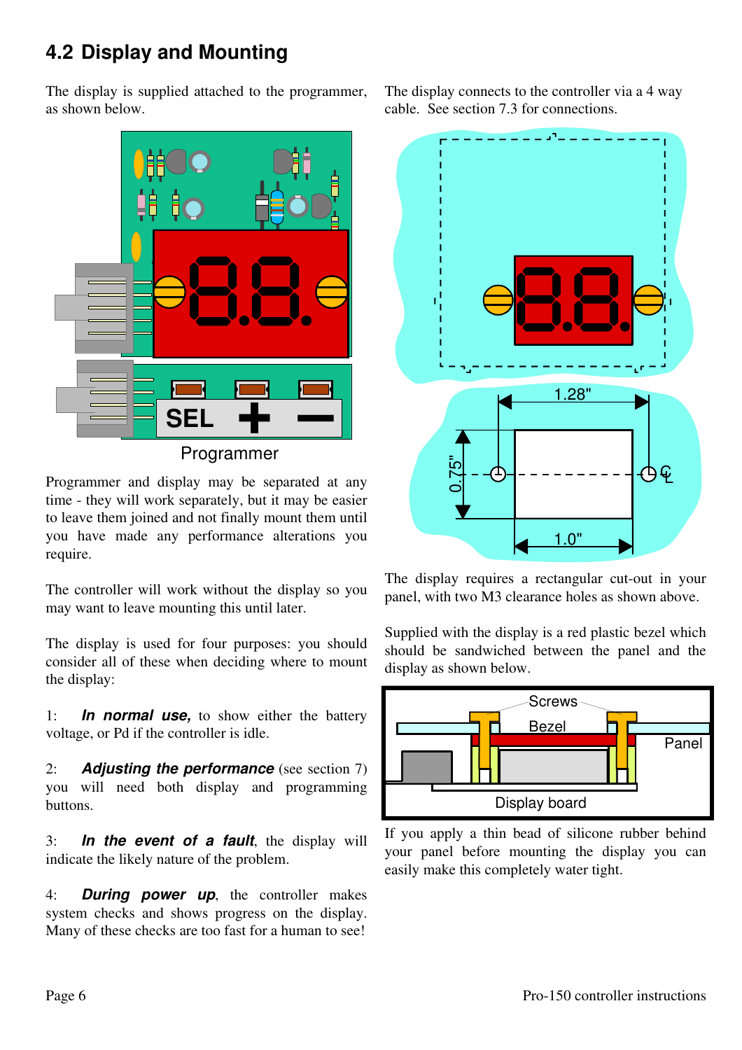## 4.2 Display and Mounting

The display is supplied attached to the programmer, as shown below.

Programmer

Programmer and display may be separated at any time - they will work separately, but it may be easier to leave them joined and not finally mount them until you have made any performance alterations you require.

The controller will work without the display so you may want to leave mounting this until later.

The display is used for four purposes: you should consider all of these when deciding where to mount the display:

1: ***In normal use,*** to show either the battery voltage, or Pd if the controller is idle.

2: ***Adjusting the performance*** (see section 7) you will need both display and programming buttons.

3: ***In the event of a fault***, the display will indicate the likely nature of the problem.

4: ***During power up***, the controller makes system checks and shows progress on the display. Many of these checks are too fast for a human to see!

The display connects to the controller via a 4 way cable. See section 7.3 for connections.

The display requires a rectangular cut-out in your panel, with two M3 clearance holes as shown above.

Supplied with the display is a red plastic bezel which should be sandwiched between the panel and the display as shown below.

If you apply a thin bead of silicone rubber behind your panel before mounting the display you can easily make this completely water tight.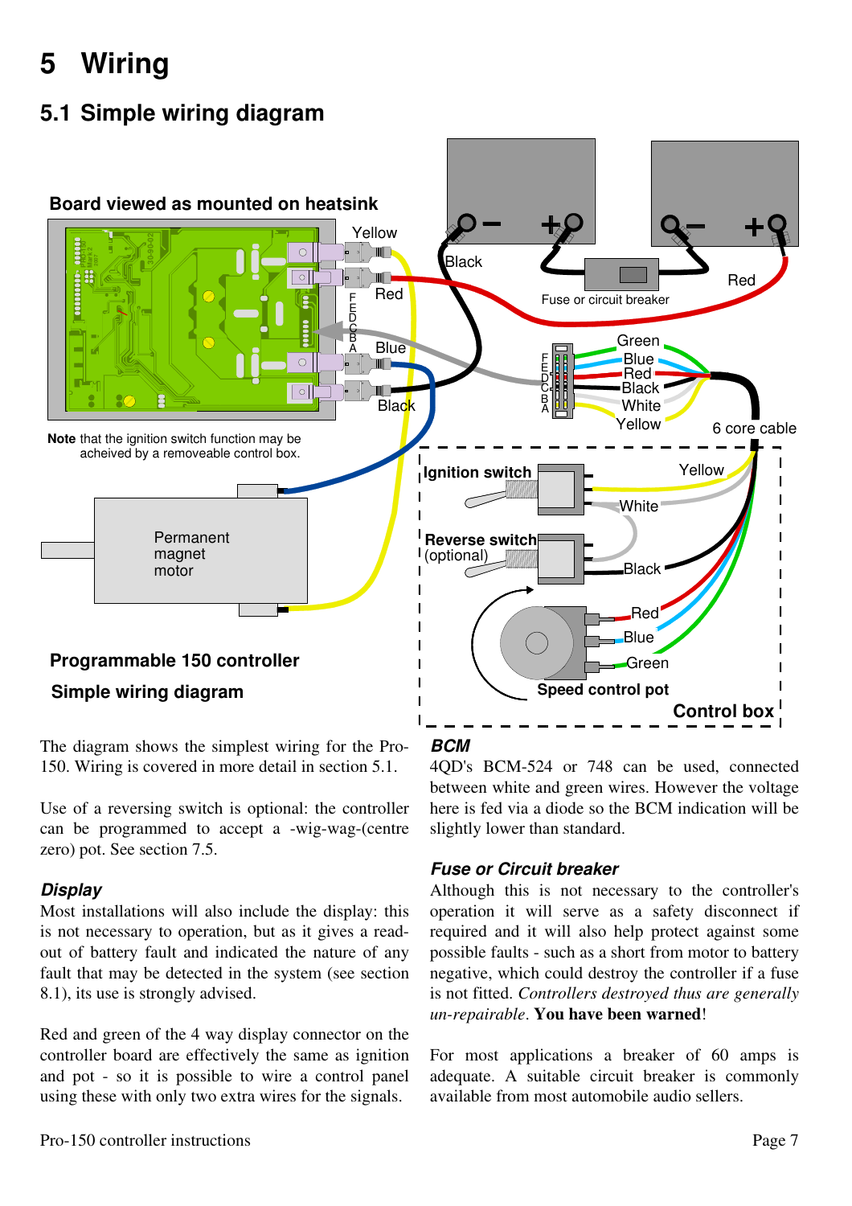# 5 Wiring

## 5.1 Simple wiring diagram

The diagram shows the simplest wiring for the Pro-150. Wiring is covered in more detail in section 5.1.

Use of a reversing switch is optional: the controller can be programmed to accept a -wig-wag-(centre zero) pot. See section 7.5.

### *Display*

Most installations will also include the display: this is not necessary to operation, but as it gives a read-out of battery fault and indicated the nature of any fault that may be detected in the system (see section 8.1), its use is strongly advised.

Red and green of the 4 way display connector on the controller board are effectively the same as ignition and pot - so it is possible to wire a control panel using these with only two extra wires for the signals.

### *BCM*

4QD's BCM-524 or 748 can be used, connected between white and green wires. However the voltage here is fed via a diode so the BCM indication will be slightly lower than standard.

### *Fuse or Circuit breaker*

Although this is not necessary to the controller's operation it will serve as a safety disconnect if required and it will also help protect against some possible faults - such as a short from motor to battery negative, which could destroy the controller if a fuse is not fitted. *Controllers destroyed thus are generally un-repairable*. **You have been warned**!

For most applications a breaker of 60 amps is adequate. A suitable circuit breaker is commonly available from most automobile audio sellers.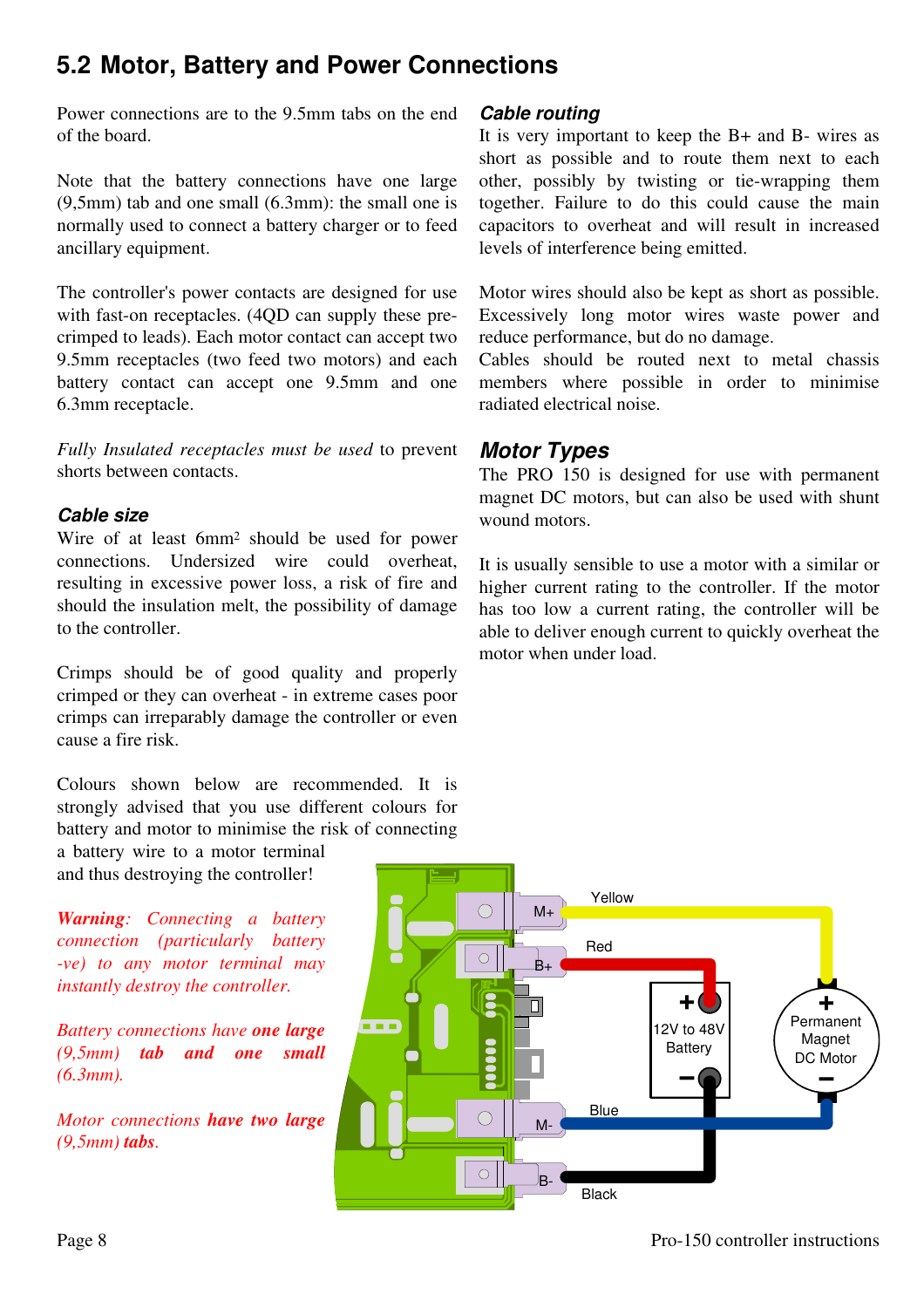## 5.2 Motor, Battery and Power Connections

Power connections are to the 9.5mm tabs on the end of the board.

Note that the battery connections have one large (9,5mm) tab and one small (6.3mm): the small one is normally used to connect a battery charger or to feed ancillary equipment.

The controller's power contacts are designed for use with fast-on receptacles. (4QD can supply these pre-crimped to leads). Each motor contact can accept two 9.5mm receptacles (two feed two motors) and each battery contact can accept one 9.5mm and one 6.3mm receptacle.

*Fully Insulated receptacles must be used* to prevent shorts between contacts.

### Cable size

Wire of at least 6mm² should be used for power connections. Undersized wire could overheat, resulting in excessive power loss, a risk of fire and should the insulation melt, the possibility of damage to the controller.

Crimps should be of good quality and properly crimped or they can overheat - in extreme cases poor crimps can irreparably damage the controller or even cause a fire risk.

Colours shown below are recommended. It is strongly advised that you use different colours for battery and motor to minimise the risk of connecting a battery wire to a motor terminal and thus destroying the controller!

***Warning**: Connecting a battery connection (particularly battery -ve) to any motor terminal may instantly destroy the controller.*

*Battery connections have **one large** (9,5mm) **tab and one small** (6.3mm).*

*Motor connections **have two large** (9,5mm) **tabs**.*

### Cable routing

It is very important to keep the B+ and B- wires as short as possible and to route them next to each other, possibly by twisting or tie-wrapping them together. Failure to do this could cause the main capacitors to overheat and will result in increased levels of interference being emitted.

Motor wires should also be kept as short as possible. Excessively long motor wires waste power and reduce performance, but do no damage.

Cables should be routed next to metal chassis members where possible in order to minimise radiated electrical noise.

### Motor Types

The PRO 150 is designed for use with permanent magnet DC motors, but can also be used with shunt wound motors.

It is usually sensible to use a motor with a similar or higher current rating to the controller. If the motor has too low a current rating, the controller will be able to deliver enough current to quickly overheat the motor when under load.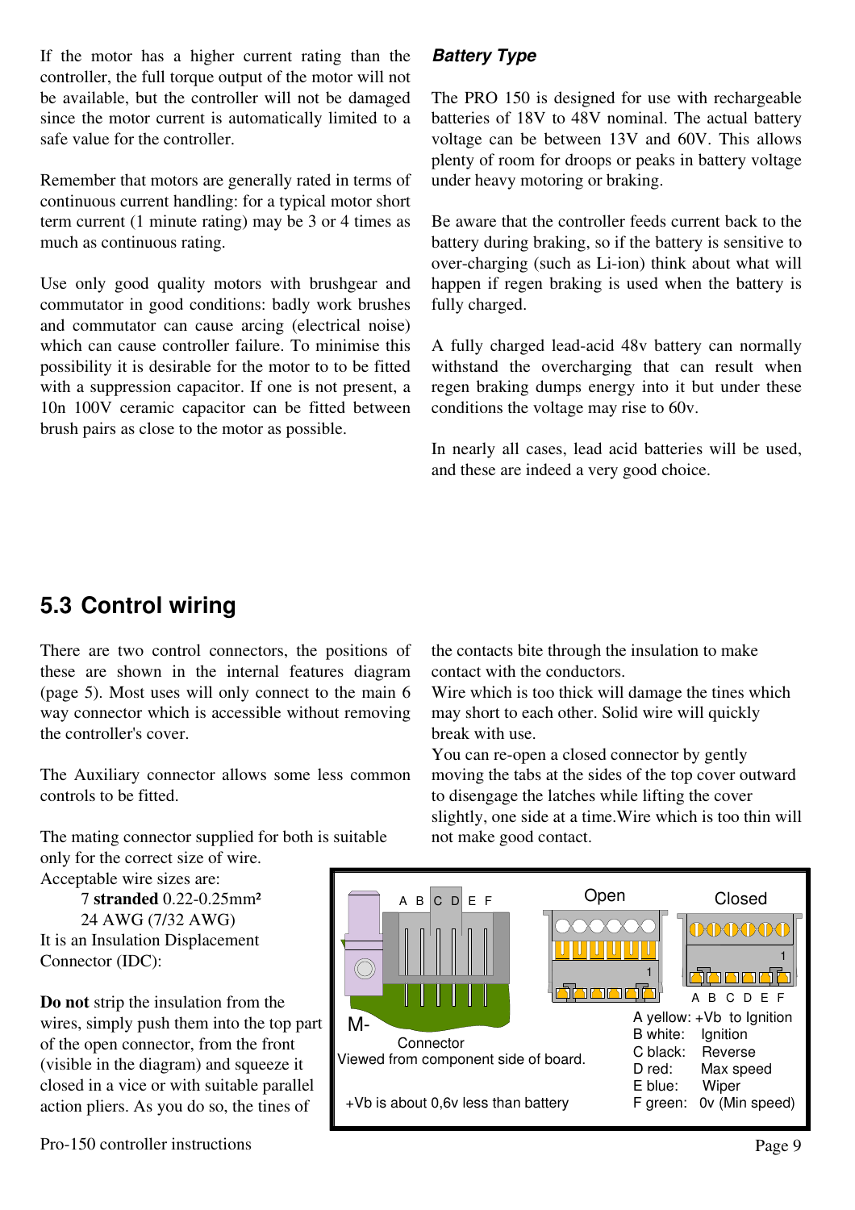If the motor has a higher current rating than the controller, the full torque output of the motor will not be available, but the controller will not be damaged since the motor current is automatically limited to a safe value for the controller.

Remember that motors are generally rated in terms of continuous current handling: for a typical motor short term current (1 minute rating) may be 3 or 4 times as much as continuous rating.

Use only good quality motors with brushgear and commutator in good conditions: badly work brushes and commutator can cause arcing (electrical noise) which can cause controller failure. To minimise this possibility it is desirable for the motor to to be fitted with a suppression capacitor. If one is not present, a 10n 100V ceramic capacitor can be fitted between brush pairs as close to the motor as possible.

### *Battery Type*

The PRO 150 is designed for use with rechargeable batteries of 18V to 48V nominal. The actual battery voltage can be between 13V and 60V. This allows plenty of room for droops or peaks in battery voltage under heavy motoring or braking.

Be aware that the controller feeds current back to the battery during braking, so if the battery is sensitive to over-charging (such as Li-ion) think about what will happen if regen braking is used when the battery is fully charged.

A fully charged lead-acid 48v battery can normally withstand the overcharging that can result when regen braking dumps energy into it but under these conditions the voltage may rise to 60v.

In nearly all cases, lead acid batteries will be used, and these are indeed a very good choice.

## 5.3 Control wiring

There are two control connectors, the positions of these are shown in the internal features diagram (page 5). Most uses will only connect to the main 6 way connector which is accessible without removing the controller's cover.

The Auxiliary connector allows some less common controls to be fitted.

The mating connector supplied for both is suitable only for the correct size of wire.
Acceptable wire sizes are:

7 **stranded** 0.22-0.25mm²
24 AWG (7/32 AWG)

It is an Insulation Displacement Connector (IDC):

**Do not** strip the insulation from the wires, simply push them into the top part of the open connector, from the front (visible in the diagram) and squeeze it closed in a vice or with suitable parallel action pliers. As you do so, the tines of the contacts bite through the insulation to make contact with the conductors.
Wire which is too thick will damage the tines which may short to each other. Solid wire will quickly break with use.
You can re-open a closed connector by gently moving the tabs at the sides of the top cover outward to disengage the latches while lifting the cover slightly, one side at a time.Wire which is too thin will not make good contact.

A B C D E F

Open

Closed

1

1

A B C D E F

M-

Connector
Viewed from component side of board.

+Vb is about 0,6v less than battery

A yellow: +Vb to Ignition
B white: Ignition
C black: Reverse
D red: Max speed
E blue: Wiper
F green: 0v (Min speed)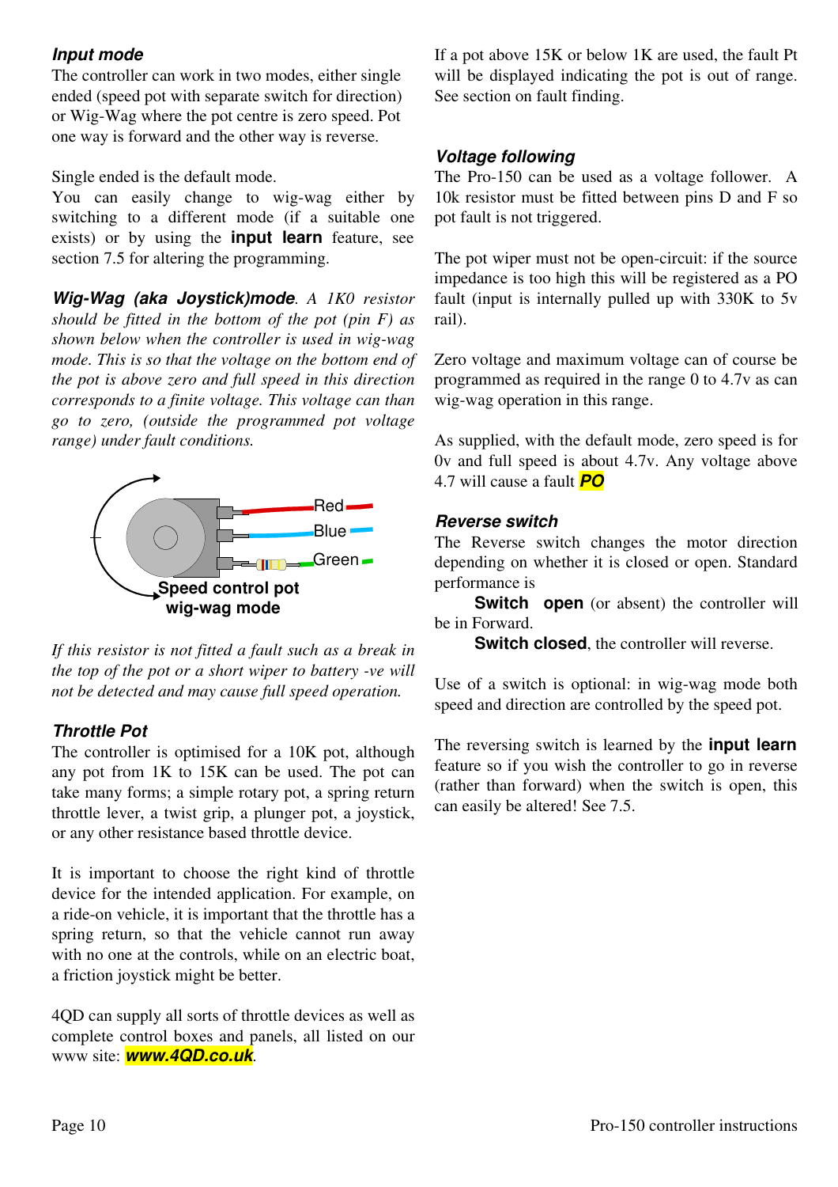### *Input mode*

The controller can work in two modes, either single ended (speed pot with separate switch for direction) or Wig-Wag where the pot centre is zero speed. Pot one way is forward and the other way is reverse.

Single ended is the default mode.

You can easily change to wig-wag either by switching to a different mode (if a suitable one exists) or by using the **input learn** feature, see section 7.5 for altering the programming.

***Wig-Wag (aka Joystick)mode****. A 1K0 resistor should be fitted in the bottom of the pot (pin F) as shown below when the controller is used in wig-wag mode. This is so that the voltage on the bottom end of the pot is above zero and full speed in this direction corresponds to a finite voltage. This voltage can than go to zero, (outside the programmed pot voltage range) under fault conditions.*

Red
Blue
Green

**Speed control pot wig-wag mode**

*If this resistor is not fitted a fault such as a break in the top of the pot or a short wiper to battery -ve will not be detected and may cause full speed operation.*

### *Throttle Pot*

The controller is optimised for a 10K pot, although any pot from 1K to 15K can be used. The pot can take many forms; a simple rotary pot, a spring return throttle lever, a twist grip, a plunger pot, a joystick, or any other resistance based throttle device.

It is important to choose the right kind of throttle device for the intended application. For example, on a ride-on vehicle, it is important that the throttle has a spring return, so that the vehicle cannot run away with no one at the controls, while on an electric boat, a friction joystick might be better.

4QD can supply all sorts of throttle devices as well as complete control boxes and panels, all listed on our www site: ***www.4QD.co.uk***.

If a pot above 15K or below 1K are used, the fault Pt will be displayed indicating the pot is out of range. See section on fault finding.

### *Voltage following*

The Pro-150 can be used as a voltage follower. A 10k resistor must be fitted between pins D and F so pot fault is not triggered.

The pot wiper must not be open-circuit: if the source impedance is too high this will be registered as a PO fault (input is internally pulled up with 330K to 5v rail).

Zero voltage and maximum voltage can of course be programmed as required in the range 0 to 4.7v as can wig-wag operation in this range.

As supplied, with the default mode, zero speed is for 0v and full speed is about 4.7v. Any voltage above 4.7 will cause a fault ***PO***

### *Reverse switch*

The Reverse switch changes the motor direction depending on whether it is closed or open. Standard performance is

**Switch open** (or absent) the controller will be in Forward.

**Switch closed**, the controller will reverse.

Use of a switch is optional: in wig-wag mode both speed and direction are controlled by the speed pot.

The reversing switch is learned by the **input learn** feature so if you wish the controller to go in reverse (rather than forward) when the switch is open, this can easily be altered! See 7.5.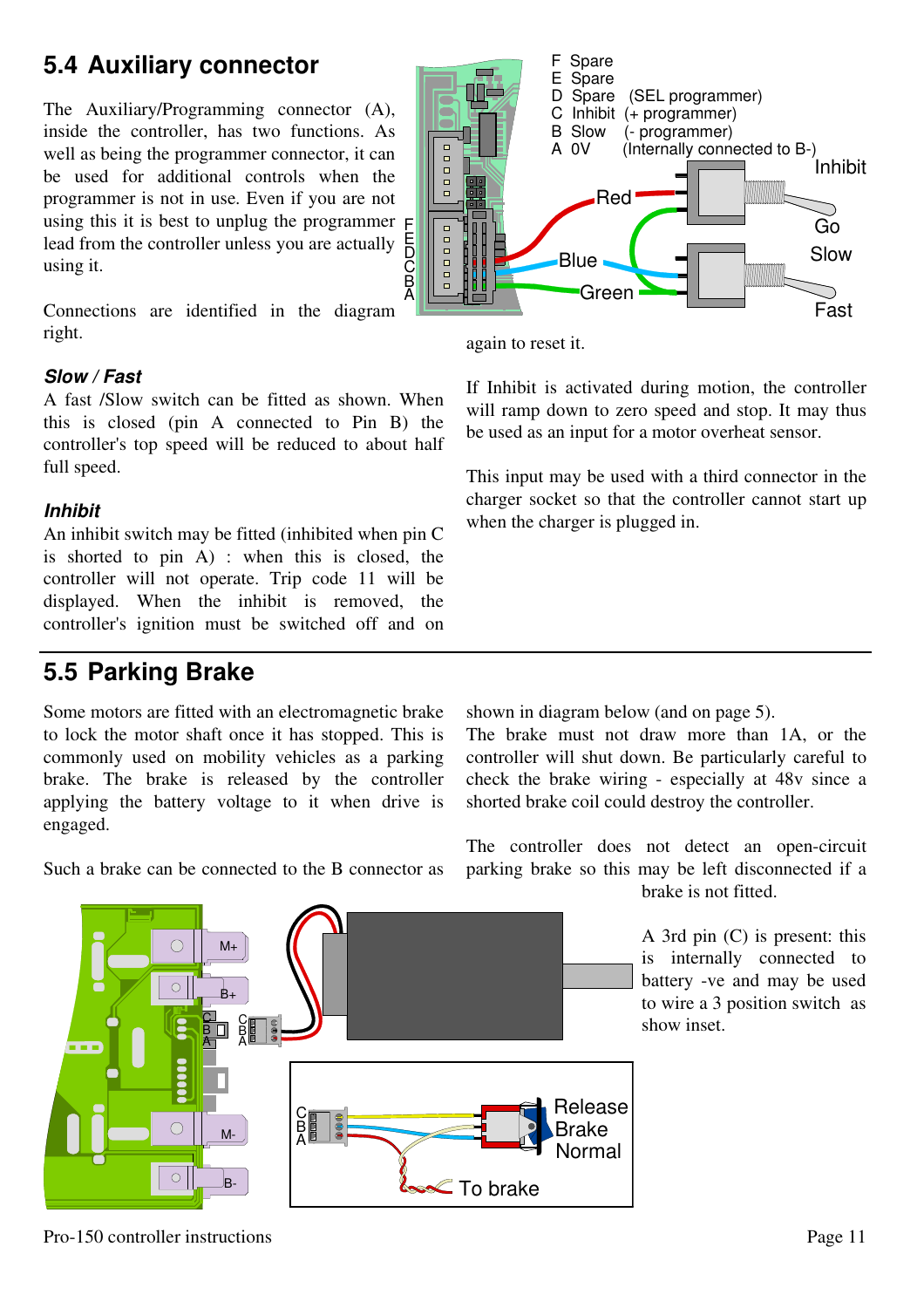## 5.4 Auxiliary connector

The Auxiliary/Programming connector (A), inside the controller, has two functions. As well as being the programmer connector, it can be used for additional controls when the programmer is not in use. Even if you are not using this it is best to unplug the programmer lead from the controller unless you are actually using it.

Connections are identified in the diagram right.

F Spare
E Spare
D Spare (SEL programmer)
C Inhibit (+ programmer)
B Slow (- programmer)
A 0V (Internally connected to B-)

### *Slow / Fast*

A fast /Slow switch can be fitted as shown. When this is closed (pin A connected to Pin B) the controller's top speed will be reduced to about half full speed.

### *Inhibit*

An inhibit switch may be fitted (inhibited when pin C is shorted to pin A) : when this is closed, the controller will not operate. Trip code 11 will be displayed. When the inhibit is removed, the controller's ignition must be switched off and on again to reset it.

If Inhibit is activated during motion, the controller will ramp down to zero speed and stop. It may thus be used as an input for a motor overheat sensor.

This input may be used with a third connector in the charger socket so that the controller cannot start up when the charger is plugged in.

## 5.5 Parking Brake

Some motors are fitted with an electromagnetic brake to lock the motor shaft once it has stopped. This is commonly used on mobility vehicles as a parking brake. The brake is released by the controller applying the battery voltage to it when drive is engaged.

Such a brake can be connected to the B connector as shown in diagram below (and on page 5).

The brake must not draw more than 1A, or the controller will shut down. Be particularly careful to check the brake wiring - especially at 48v since a shorted brake coil could destroy the controller.

The controller does not detect an open-circuit parking brake so this may be left disconnected if a brake is not fitted.

A 3rd pin (C) is present: this is internally connected to battery -ve and may be used to wire a 3 position switch as show inset.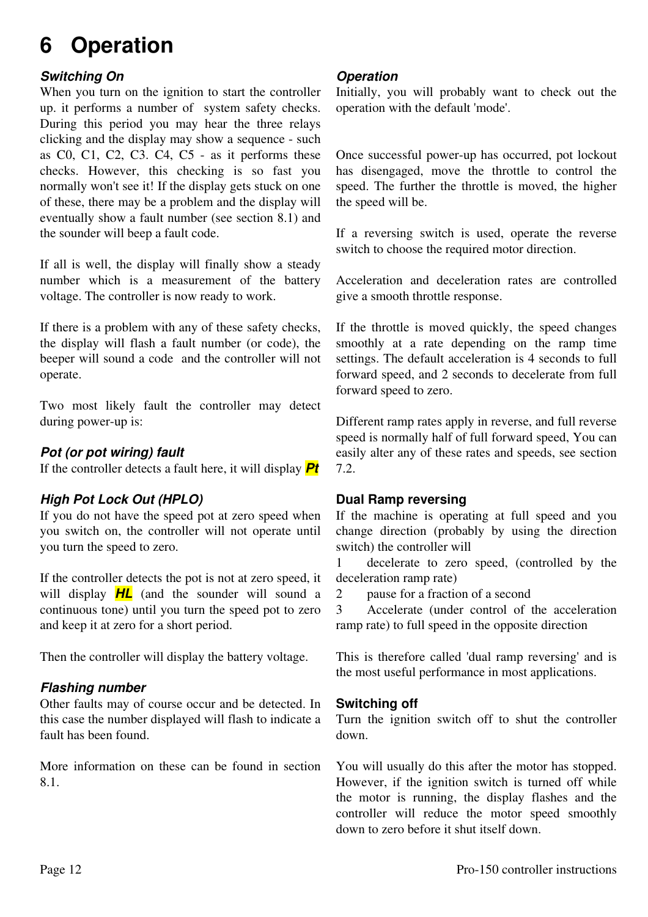# 6 Operation

### *Switching On*

When you turn on the ignition to start the controller up. it performs a number of system safety checks. During this period you may hear the three relays clicking and the display may show a sequence - such as C0, C1, C2, C3. C4, C5 - as it performs these checks. However, this checking is so fast you normally won't see it! If the display gets stuck on one of these, there may be a problem and the display will eventually show a fault number (see section 8.1) and the sounder will beep a fault code.

If all is well, the display will finally show a steady number which is a measurement of the battery voltage. The controller is now ready to work.

If there is a problem with any of these safety checks, the display will flash a fault number (or code), the beeper will sound a code and the controller will not operate.

Two most likely fault the controller may detect during power-up is:

### *Pot (or pot wiring) fault*

If the controller detects a fault here, it will display ***Pt***

### *High Pot Lock Out (HPLO)*

If you do not have the speed pot at zero speed when you switch on, the controller will not operate until you turn the speed to zero.

If the controller detects the pot is not at zero speed, it will display ***HL*** (and the sounder will sound a continuous tone) until you turn the speed pot to zero and keep it at zero for a short period.

Then the controller will display the battery voltage.

### *Flashing number*

Other faults may of course occur and be detected. In this case the number displayed will flash to indicate a fault has been found.

More information on these can be found in section 8.1.

### *Operation*

Initially, you will probably want to check out the operation with the default 'mode'.

Once successful power-up has occurred, pot lockout has disengaged, move the throttle to control the speed. The further the throttle is moved, the higher the speed will be.

If a reversing switch is used, operate the reverse switch to choose the required motor direction.

Acceleration and deceleration rates are controlled give a smooth throttle response.

If the throttle is moved quickly, the speed changes smoothly at a rate depending on the ramp time settings. The default acceleration is 4 seconds to full forward speed, and 2 seconds to decelerate from full forward speed to zero.

Different ramp rates apply in reverse, and full reverse speed is normally half of full forward speed, You can easily alter any of these rates and speeds, see section 7.2.

### Dual Ramp reversing

If the machine is operating at full speed and you change direction (probably by using the direction switch) the controller will

1 decelerate to zero speed, (controlled by the deceleration ramp rate)
2 pause for a fraction of a second
3 Accelerate (under control of the acceleration ramp rate) to full speed in the opposite direction

This is therefore called 'dual ramp reversing' and is the most useful performance in most applications.

### Switching off

Turn the ignition switch off to shut the controller down.

You will usually do this after the motor has stopped. However, if the ignition switch is turned off while the motor is running, the display flashes and the controller will reduce the motor speed smoothly down to zero before it shut itself down.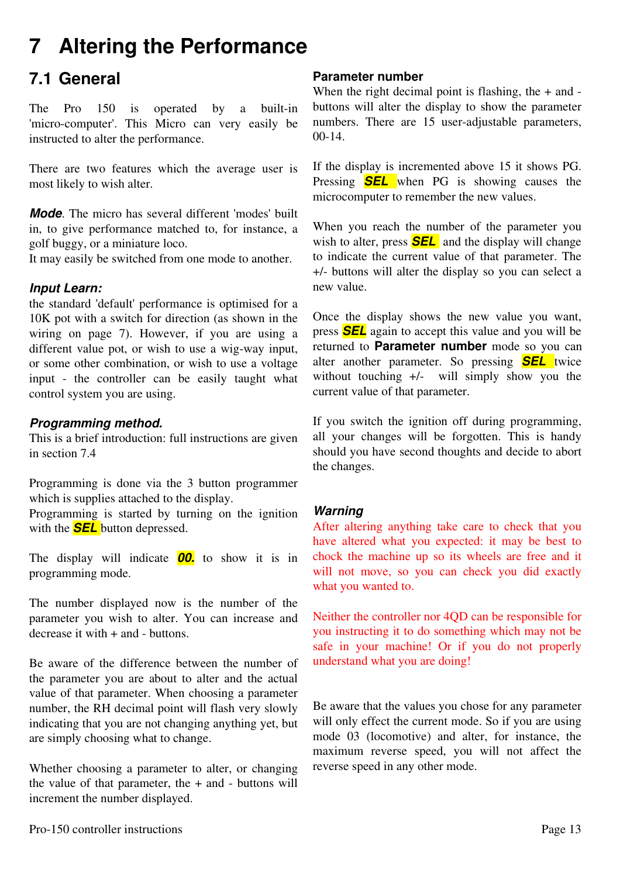# 7 Altering the Performance

## 7.1 General

The Pro 150 is operated by a built-in 'micro-computer'. This Micro can very easily be instructed to alter the performance.

There are two features which the average user is most likely to wish alter.

***Mode***. The micro has several different 'modes' built in, to give performance matched to, for instance, a golf buggy, or a miniature loco.
It may easily be switched from one mode to another.

***Input Learn:***
the standard 'default' performance is optimised for a 10K pot with a switch for direction (as shown in the wiring on page 7). However, if you are using a different value pot, or wish to use a wig-way input, or some other combination, or wish to use a voltage input - the controller can be easily taught what control system you are using.

***Programming method.***
This is a brief introduction: full instructions are given in section 7.4

Programming is done via the 3 button programmer which is supplies attached to the display.
Programming is started by turning on the ignition with the ***SEL*** button depressed.

The display will indicate ***00.*** to show it is in programming mode.

The number displayed now is the number of the parameter you wish to alter. You can increase and decrease it with + and - buttons.

Be aware of the difference between the number of the parameter you are about to alter and the actual value of that parameter. When choosing a parameter number, the RH decimal point will flash very slowly indicating that you are not changing anything yet, but are simply choosing what to change.

Whether choosing a parameter to alter, or changing the value of that parameter, the + and - buttons will increment the number displayed.

**Parameter number**
When the right decimal point is flashing, the + and - buttons will alter the display to show the parameter numbers. There are 15 user-adjustable parameters, 00-14.

If the display is incremented above 15 it shows PG. Pressing ***SEL*** when PG is showing causes the microcomputer to remember the new values.

When you reach the number of the parameter you wish to alter, press ***SEL*** and the display will change to indicate the current value of that parameter. The +/- buttons will alter the display so you can select a new value.

Once the display shows the new value you want, press ***SEL*** again to accept this value and you will be returned to **Parameter number** mode so you can alter another parameter. So pressing ***SEL*** twice without touching +/- will simply show you the current value of that parameter.

If you switch the ignition off during programming, all your changes will be forgotten. This is handy should you have second thoughts and decide to abort the changes.

***Warning***
After altering anything take care to check that you have altered what you expected: it may be best to chock the machine up so its wheels are free and it will not move, so you can check you did exactly what you wanted to.

Neither the controller nor 4QD can be responsible for you instructing it to do something which may not be safe in your machine! Or if you do not properly understand what you are doing!

Be aware that the values you chose for any parameter will only effect the current mode. So if you are using mode 03 (locomotive) and alter, for instance, the maximum reverse speed, you will not affect the reverse speed in any other mode.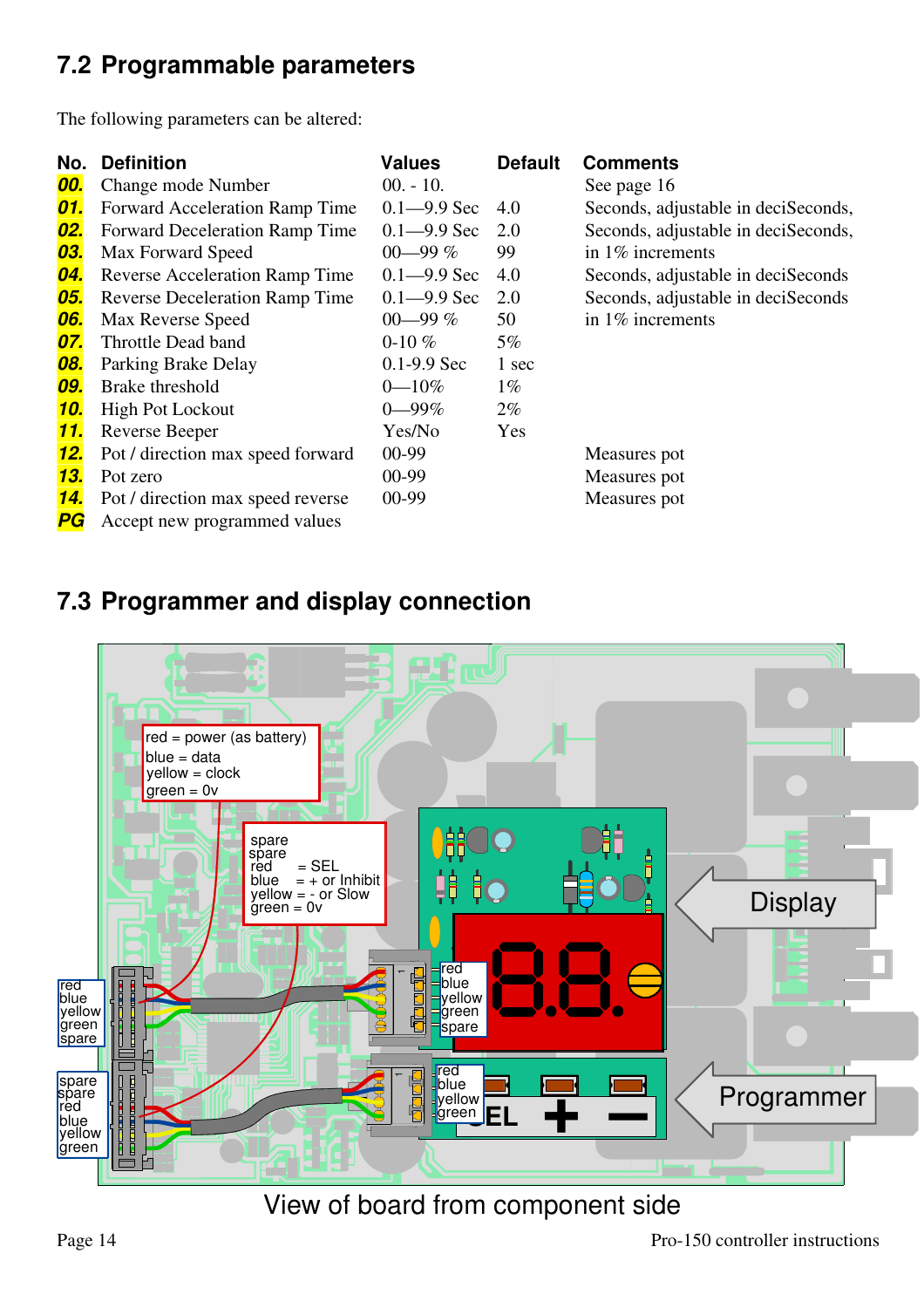## 7.2 Programmable parameters

The following parameters can be altered:

| No. | Definition | Values | Default | Comments |
|---|---|---|---|---|
| 00. | Change mode Number | 00. - 10. | | See page 16 |
| 01. | Forward Acceleration Ramp Time | 0.1—9.9 Sec | 4.0 | Seconds, adjustable in deciSeconds, |
| 02. | Forward Deceleration Ramp Time | 0.1—9.9 Sec | 2.0 | Seconds, adjustable in deciSeconds, |
| 03. | Max Forward Speed | 00—99 % | 99 | in 1% increments |
| 04. | Reverse Acceleration Ramp Time | 0.1—9.9 Sec | 4.0 | Seconds, adjustable in deciSeconds |
| 05. | Reverse Deceleration Ramp Time | 0.1—9.9 Sec | 2.0 | Seconds, adjustable in deciSeconds |
| 06. | Max Reverse Speed | 00—99 % | 50 | in 1% increments |
| 07. | Throttle Dead band | 0-10 % | 5% | |
| 08. | Parking Brake Delay | 0.1-9.9 Sec | 1 sec | |
| 09. | Brake threshold | 0—10% | 1% | |
| 10. | High Pot Lockout | 0—99% | 2% | |
| 11. | Reverse Beeper | Yes/No | Yes | |
| 12. | Pot / direction max speed forward | 00-99 | | Measures pot |
| 13. | Pot zero | 00-99 | | Measures pot |
| 14. | Pot / direction max speed reverse | 00-99 | | Measures pot |
| PG | Accept new programmed values | | | |

## 7.3 Programmer and display connection

red = power (as battery)
blue = data
yellow = clock
green = 0v

spare
spare
red = SEL
blue = + or Inhibit
yellow = - or Slow
green = 0v

Display

Programmer

View of board from component side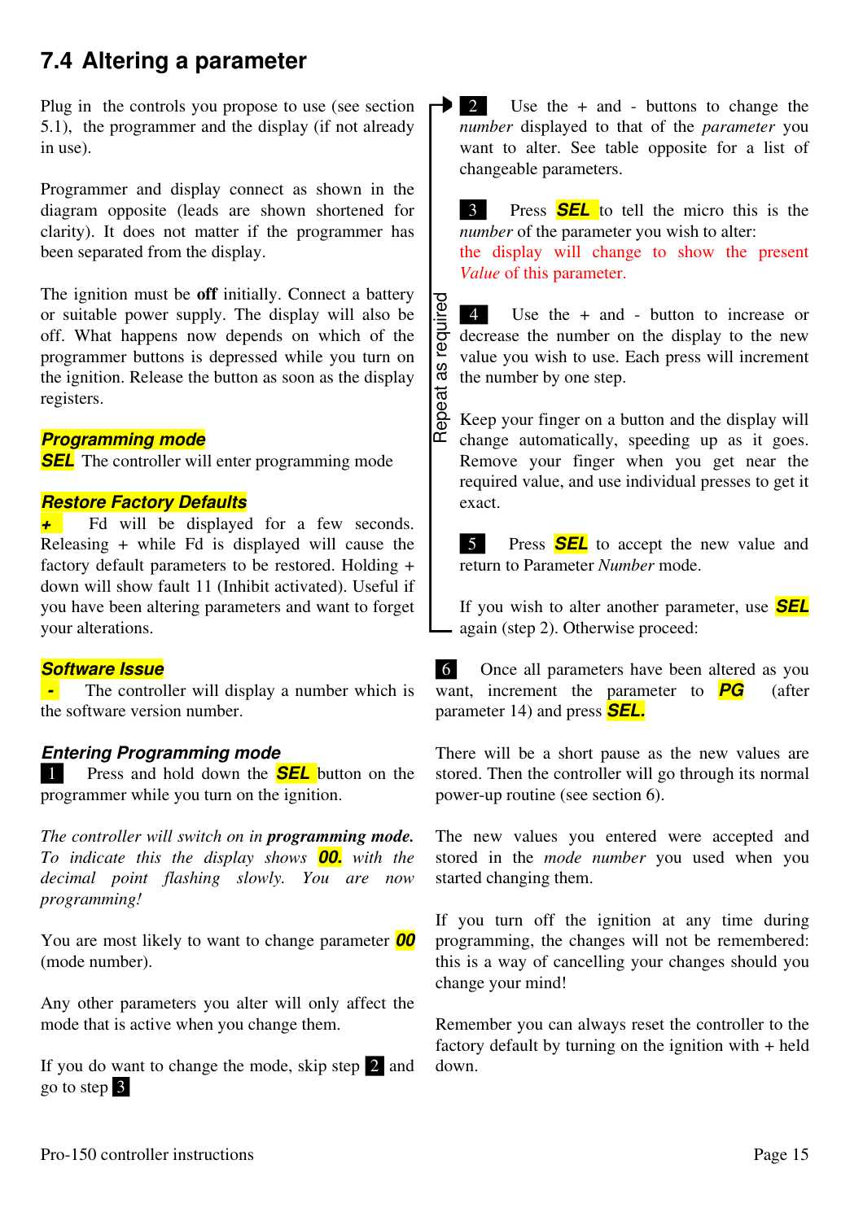## 7.4 Altering a parameter

Plug in the controls you propose to use (see section 5.1), the programmer and the display (if not already in use).

Programmer and display connect as shown in the diagram opposite (leads are shown shortened for clarity). It does not matter if the programmer has been separated from the display.

The ignition must be **off** initially. Connect a battery or suitable power supply. The display will also be off. What happens now depends on which of the programmer buttons is depressed while you turn on the ignition. Release the button as soon as the display registers.

***Programming mode***
***SEL*** The controller will enter programming mode

***Restore Factory Defaults***
***+*** Fd will be displayed for a few seconds. Releasing + while Fd is displayed will cause the factory default parameters to be restored. Holding + down will show fault 11 (Inhibit activated). Useful if you have been altering parameters and want to forget your alterations.

***Software Issue***
***-*** The controller will display a number which is the software version number.

### *Entering Programming mode*

1 Press and hold down the ***SEL*** button on the programmer while you turn on the ignition.

*The controller will switch on in* ***programming mode.*** *To indicate this the display shows* ***00.*** *with the decimal point flashing slowly. You are now programming!*

You are most likely to want to change parameter ***00*** (mode number).

Any other parameters you alter will only affect the mode that is active when you change them.

If you do want to change the mode, skip step 2 and go to step 3

*Repeat as required (steps 2–5):*

2 Use the + and - buttons to change the *number* displayed to that of the *parameter* you want to alter. See table opposite for a list of changeable parameters.

3 Press ***SEL*** to tell the micro this is the *number* of the parameter you wish to alter: the display will change to show the present *Value* of this parameter.

4 Use the + and - button to increase or decrease the number on the display to the new value you wish to use. Each press will increment the number by one step.

Keep your finger on a button and the display will change automatically, speeding up as it goes. Remove your finger when you get near the required value, and use individual presses to get it exact.

5 Press ***SEL*** to accept the new value and return to Parameter *Number* mode.

If you wish to alter another parameter, use ***SEL*** again (step 2). Otherwise proceed:

6 Once all parameters have been altered as you want, increment the parameter to ***PG*** (after parameter 14) and press ***SEL.***

There will be a short pause as the new values are stored. Then the controller will go through its normal power-up routine (see section 6).

The new values you entered were accepted and stored in the *mode number* you used when you started changing them.

If you turn off the ignition at any time during programming, the changes will not be remembered: this is a way of cancelling your changes should you change your mind!

Remember you can always reset the controller to the factory default by turning on the ignition with + held down.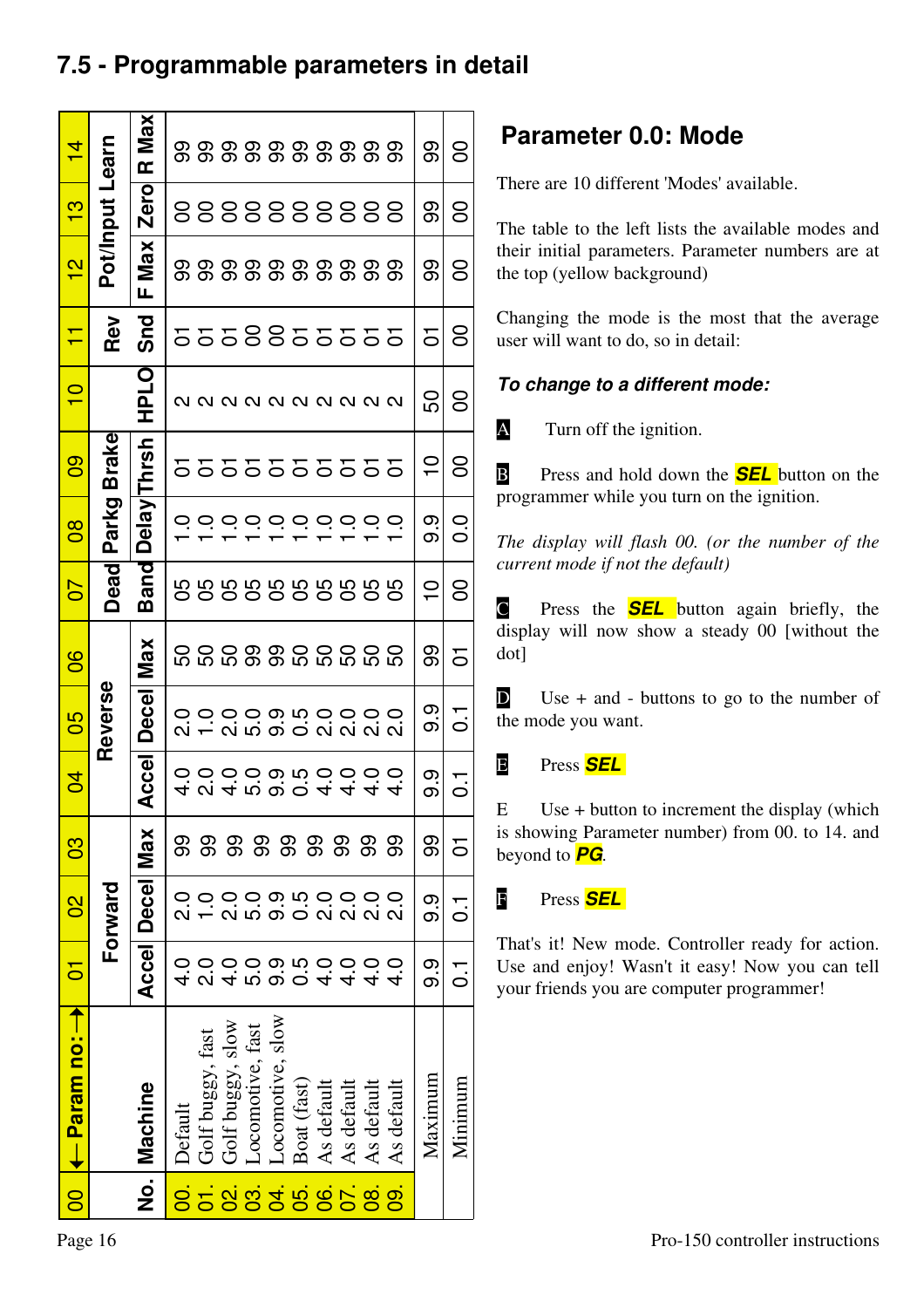# 7.5 - Programmable parameters in detail

| 00 ← Param no: → | | 01 | 02 | 03 | 04 | 05 | 06 | 07 | 08 | 09 | 10 | 11 | 12 | 13 | 14 |
|---|---|---|---|---|---|---|---|---|---|---|---|---|---|---|---|
| | | Forward | | | Reverse | | | Dead | Parkg | Brake | | Rev | Pot/Input Learn | | |
| No. | Machine | Accel | Decel | Max | Accel | Decel | Max | Band | Delay | Thrsh | HPLO | Snd | F Max | Zero | R Max |
| 00. | Default | 4.0 | 2.0 | 99 | 4.0 | 2.0 | 50 | 05 | 1.0 | 01 | 2 | 01 | 99 | 00 | 99 |
| 01. | Golf buggy, fast | 2.0 | 1.0 | 99 | 2.0 | 1.0 | 50 | 05 | 1.0 | 01 | 2 | 01 | 99 | 00 | 99 |
| 02. | Golf buggy, slow | 4.0 | 2.0 | 99 | 4.0 | 2.0 | 50 | 05 | 1.0 | 01 | 2 | 01 | 99 | 00 | 99 |
| 03. | Locomotive, fast | 5.0 | 5.0 | 99 | 5.0 | 5.0 | 99 | 05 | 1.0 | 01 | 2 | 00 | 99 | 00 | 99 |
| 04. | Locomotive, slow | 9.9 | 9.9 | 99 | 9.9 | 9.9 | 99 | 05 | 1.0 | 01 | 2 | 00 | 99 | 00 | 99 |
| 05. | Boat (fast) | 0.5 | 0.5 | 99 | 0.5 | 0.5 | 50 | 05 | 1.0 | 01 | 2 | 01 | 99 | 00 | 99 |
| 06. | As default | 4.0 | 2.0 | 99 | 4.0 | 2.0 | 50 | 05 | 1.0 | 01 | 2 | 01 | 99 | 00 | 99 |
| 07. | As default | 4.0 | 2.0 | 99 | 4.0 | 2.0 | 50 | 05 | 1.0 | 01 | 2 | 01 | 99 | 00 | 99 |
| 08. | As default | 4.0 | 2.0 | 99 | 4.0 | 2.0 | 50 | 05 | 1.0 | 01 | 2 | 01 | 99 | 00 | 99 |
| 09. | As default | 4.0 | 2.0 | 99 | 4.0 | 2.0 | 50 | 05 | 1.0 | 01 | 2 | 01 | 99 | 00 | 99 |
| | Maximum | 9.9 | 9.9 | 99 | 9.9 | 9.9 | 99 | 10 | 9.9 | 10 | 50 | 01 | 99 | 99 | 99 |
| | Minimum | 0.1 | 0.1 | 01 | 0.1 | 0.1 | 01 | 00 | 0.0 | 00 | 00 | 00 | 00 | 00 | 00 |

## Parameter 0.0: Mode

There are 10 different 'Modes' available.

The table to the left lists the available modes and their initial parameters. Parameter numbers are at the top (yellow background)

Changing the mode is the most that the average user will want to do, so in detail:

***To change to a different mode:***

**A** Turn off the ignition.

**B** Press and hold down the ***SEL*** button on the programmer while you turn on the ignition.

*The display will flash 00. (or the number of the current mode if not the default)*

**C** Press the ***SEL*** button again briefly, the display will now show a steady 00 [without the dot]

**D** Use + and - buttons to go to the number of the mode you want.

**E** Press ***SEL***

E Use + button to increment the display (which is showing Parameter number) from 00. to 14. and beyond to ***PG***.

**F** Press ***SEL***

That's it! New mode. Controller ready for action. Use and enjoy! Wasn't it easy! Now you can tell your friends you are computer programmer!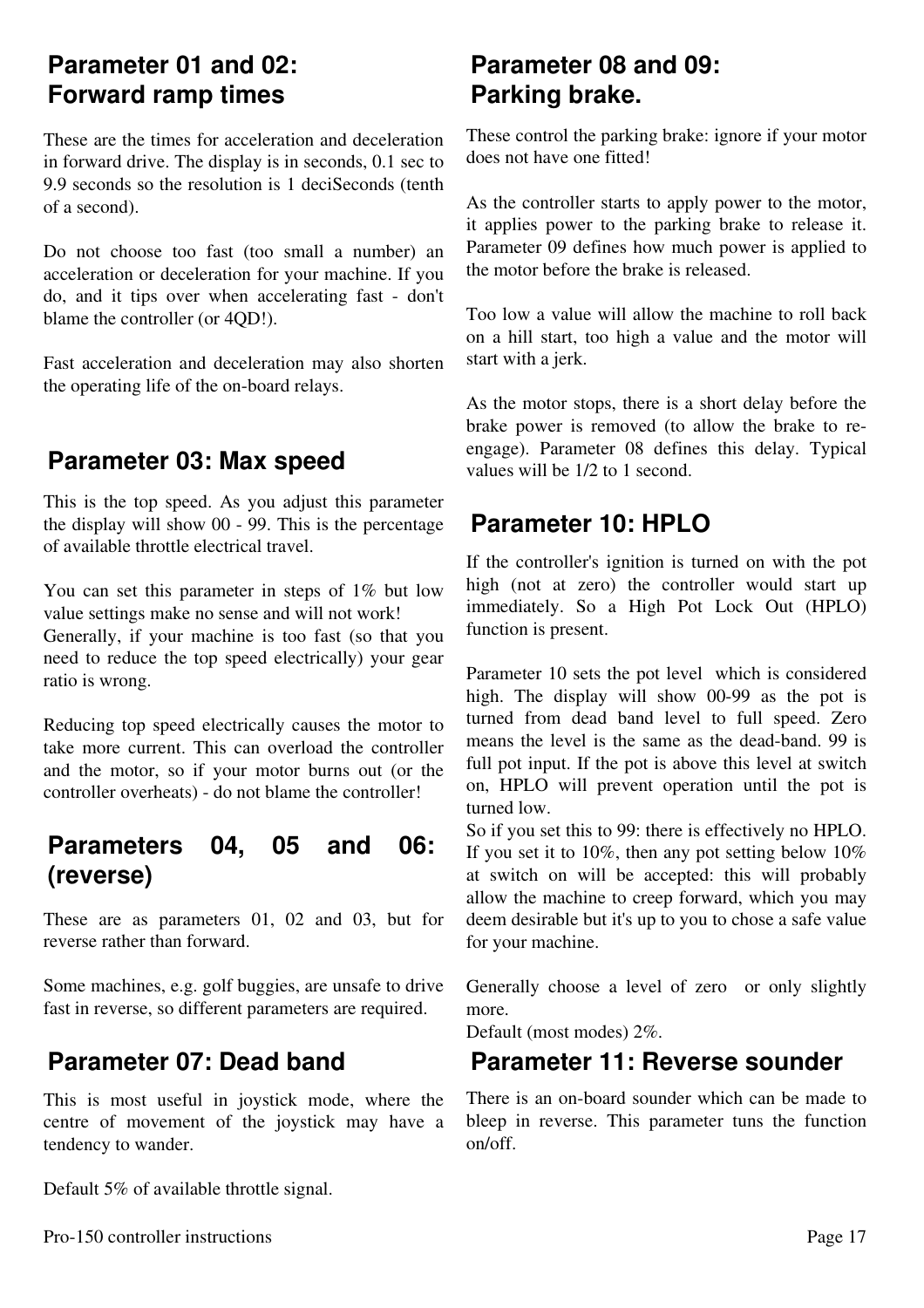## Parameter 01 and 02: Forward ramp times

These are the times for acceleration and deceleration in forward drive. The display is in seconds, 0.1 sec to 9.9 seconds so the resolution is 1 deciSeconds (tenth of a second).

Do not choose too fast (too small a number) an acceleration or deceleration for your machine. If you do, and it tips over when accelerating fast - don't blame the controller (or 4QD!).

Fast acceleration and deceleration may also shorten the operating life of the on-board relays.

## Parameter 03: Max speed

This is the top speed. As you adjust this parameter the display will show 00 - 99. This is the percentage of available throttle electrical travel.

You can set this parameter in steps of 1% but low value settings make no sense and will not work!
Generally, if your machine is too fast (so that you need to reduce the top speed electrically) your gear ratio is wrong.

Reducing top speed electrically causes the motor to take more current. This can overload the controller and the motor, so if your motor burns out (or the controller overheats) - do not blame the controller!

## Parameters 04, 05 and 06: (reverse)

These are as parameters 01, 02 and 03, but for reverse rather than forward.

Some machines, e.g. golf buggies, are unsafe to drive fast in reverse, so different parameters are required.

## Parameter 07: Dead band

This is most useful in joystick mode, where the centre of movement of the joystick may have a tendency to wander.

Default 5% of available throttle signal.

## Parameter 08 and 09: Parking brake.

These control the parking brake: ignore if your motor does not have one fitted!

As the controller starts to apply power to the motor, it applies power to the parking brake to release it. Parameter 09 defines how much power is applied to the motor before the brake is released.

Too low a value will allow the machine to roll back on a hill start, too high a value and the motor will start with a jerk.

As the motor stops, there is a short delay before the brake power is removed (to allow the brake to re-engage). Parameter 08 defines this delay. Typical values will be 1/2 to 1 second.

## Parameter 10: HPLO

If the controller's ignition is turned on with the pot high (not at zero) the controller would start up immediately. So a High Pot Lock Out (HPLO) function is present.

Parameter 10 sets the pot level which is considered high. The display will show 00-99 as the pot is turned from dead band level to full speed. Zero means the level is the same as the dead-band. 99 is full pot input. If the pot is above this level at switch on, HPLO will prevent operation until the pot is turned low.
So if you set this to 99: there is effectively no HPLO. If you set it to 10%, then any pot setting below 10% at switch on will be accepted: this will probably allow the machine to creep forward, which you may deem desirable but it's up to you to chose a safe value for your machine.

Generally choose a level of zero or only slightly more.
Default (most modes) 2%.

## Parameter 11: Reverse sounder

There is an on-board sounder which can be made to bleep in reverse. This parameter tuns the function on/off.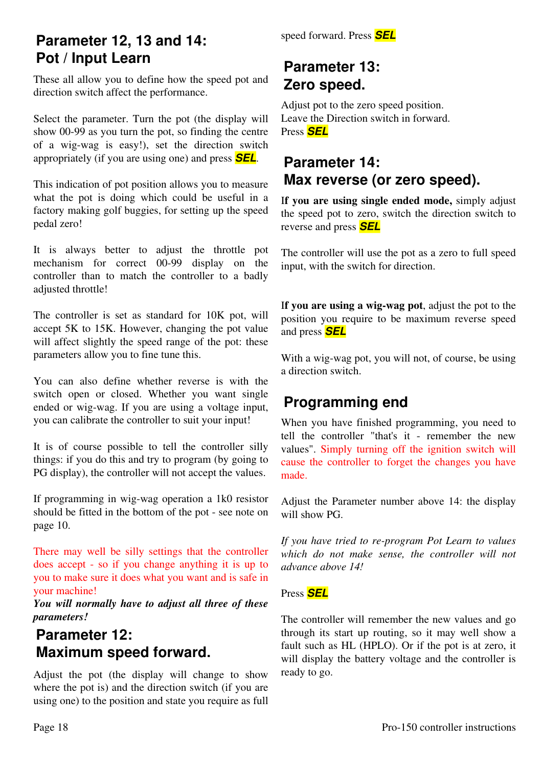## Parameter 12, 13 and 14: Pot / Input Learn

These all allow you to define how the speed pot and direction switch affect the performance.

Select the parameter. Turn the pot (the display will show 00-99 as you turn the pot, so finding the centre of a wig-wag is easy!), set the direction switch appropriately (if you are using one) and press ***SEL***.

This indication of pot position allows you to measure what the pot is doing which could be useful in a factory making golf buggies, for setting up the speed pedal zero!

It is always better to adjust the throttle pot mechanism for correct 00-99 display on the controller than to match the controller to a badly adjusted throttle!

The controller is set as standard for 10K pot, will accept 5K to 15K. However, changing the pot value will affect slightly the speed range of the pot: these parameters allow you to fine tune this.

You can also define whether reverse is with the switch open or closed. Whether you want single ended or wig-wag. If you are using a voltage input, you can calibrate the controller to suit your input!

It is of course possible to tell the controller silly things: if you do this and try to program (by going to PG display), the controller will not accept the values.

If programming in wig-wag operation a 1k0 resistor should be fitted in the bottom of the pot - see note on page 10.

There may well be silly settings that the controller does accept - so if you change anything it is up to you to make sure it does what you want and is safe in your machine!

***You will normally have to adjust all three of these parameters!***

## Parameter 12: Maximum speed forward.

Adjust the pot (the display will change to show where the pot is) and the direction switch (if you are using one) to the position and state you require as full speed forward. Press ***SEL***

## Parameter 13: Zero speed.

Adjust pot to the zero speed position.
Leave the Direction switch in forward.
Press ***SEL***

## Parameter 14: Max reverse (or zero speed).

**If you are using single ended mode,** simply adjust the speed pot to zero, switch the direction switch to reverse and press ***SEL***

The controller will use the pot as a zero to full speed input, with the switch for direction.

**If you are using a wig-wag pot**, adjust the pot to the position you require to be maximum reverse speed and press ***SEL***

With a wig-wag pot, you will not, of course, be using a direction switch.

## Programming end

When you have finished programming, you need to tell the controller "that's it - remember the new values". Simply turning off the ignition switch will cause the controller to forget the changes you have made.

Adjust the Parameter number above 14: the display will show PG.

*If you have tried to re-program Pot Learn to values which do not make sense, the controller will not advance above 14!*

Press ***SEL***

The controller will remember the new values and go through its start up routing, so it may well show a fault such as HL (HPLO). Or if the pot is at zero, it will display the battery voltage and the controller is ready to go.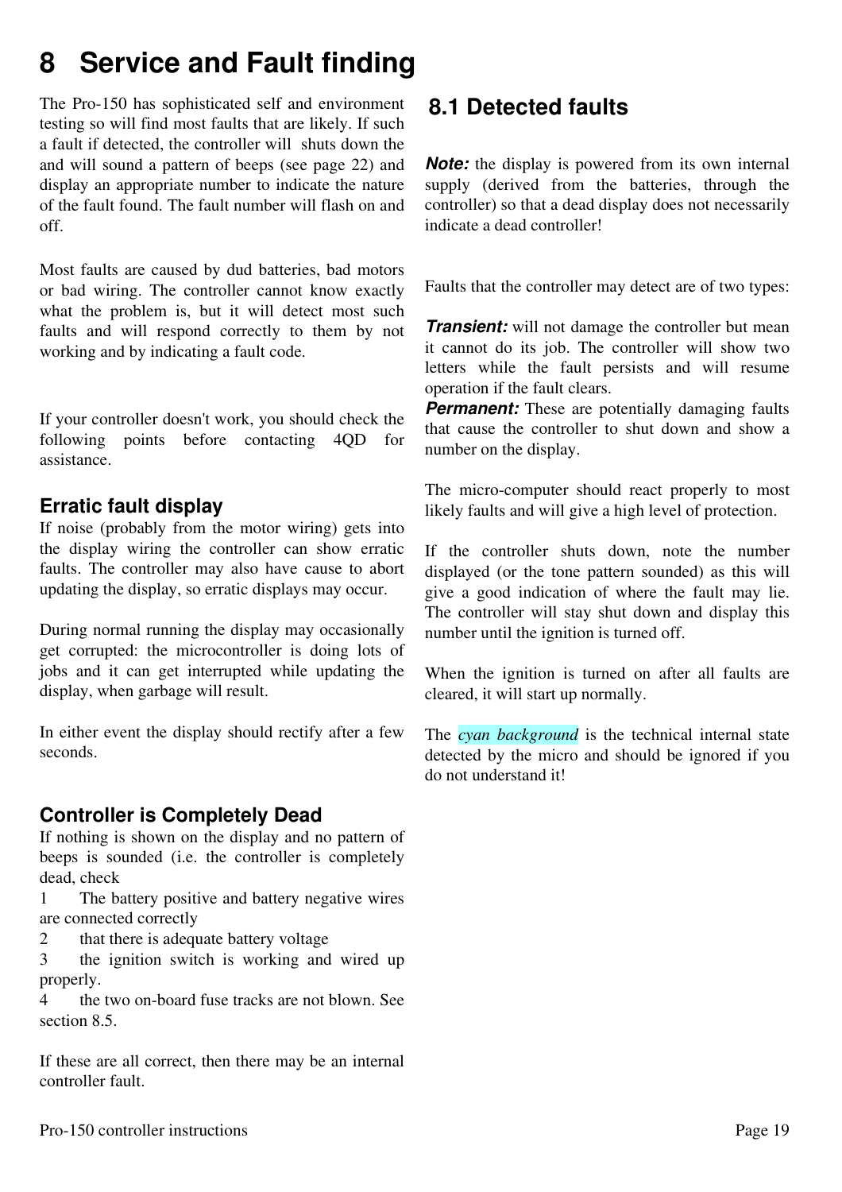# 8 Service and Fault finding

The Pro-150 has sophisticated self and environment testing so will find most faults that are likely. If such a fault if detected, the controller will shuts down the and will sound a pattern of beeps (see page 22) and display an appropriate number to indicate the nature of the fault found. The fault number will flash on and off.

Most faults are caused by dud batteries, bad motors or bad wiring. The controller cannot know exactly what the problem is, but it will detect most such faults and will respond correctly to them by not working and by indicating a fault code.

If your controller doesn't work, you should check the following points before contacting 4QD for assistance.

### Erratic fault display

If noise (probably from the motor wiring) gets into the display wiring the controller can show erratic faults. The controller may also have cause to abort updating the display, so erratic displays may occur.

During normal running the display may occasionally get corrupted: the microcontroller is doing lots of jobs and it can get interrupted while updating the display, when garbage will result.

In either event the display should rectify after a few seconds.

### Controller is Completely Dead

If nothing is shown on the display and no pattern of beeps is sounded (i.e. the controller is completely dead, check

1. The battery positive and battery negative wires are connected correctly
2. that there is adequate battery voltage
3. the ignition switch is working and wired up properly.
4. the two on-board fuse tracks are not blown. See section 8.5.

If these are all correct, then there may be an internal controller fault.

## 8.1 Detected faults

***Note:*** the display is powered from its own internal supply (derived from the batteries, through the controller) so that a dead display does not necessarily indicate a dead controller!

Faults that the controller may detect are of two types:

***Transient:*** will not damage the controller but mean it cannot do its job. The controller will show two letters while the fault persists and will resume operation if the fault clears.

***Permanent:*** These are potentially damaging faults that cause the controller to shut down and show a number on the display.

The micro-computer should react properly to most likely faults and will give a high level of protection.

If the controller shuts down, note the number displayed (or the tone pattern sounded) as this will give a good indication of where the fault may lie. The controller will stay shut down and display this number until the ignition is turned off.

When the ignition is turned on after all faults are cleared, it will start up normally.

The *cyan background* is the technical internal state detected by the micro and should be ignored if you do not understand it!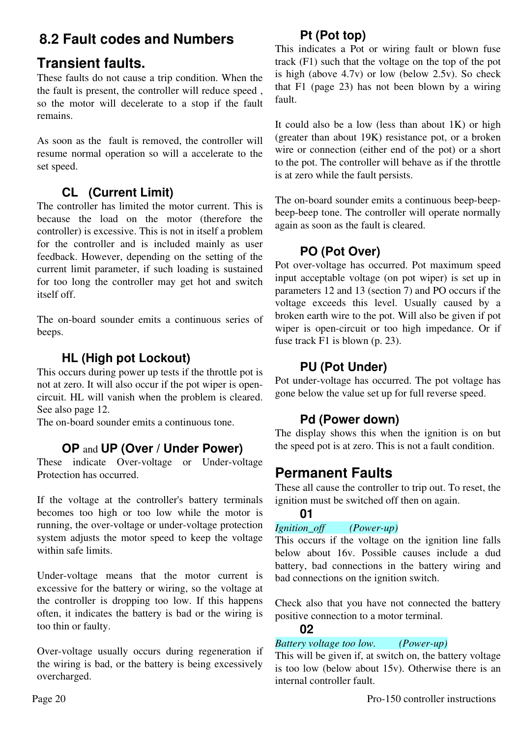## 8.2 Fault codes and Numbers

## Transient faults.

These faults do not cause a trip condition. When the the fault is present, the controller will reduce speed , so the motor will decelerate to a stop if the fault remains.

As soon as the fault is removed, the controller will resume normal operation so will a accelerate to the set speed.

### CL (Current Limit)

The controller has limited the motor current. This is because the load on the motor (therefore the controller) is excessive. This is not in itself a problem for the controller and is included mainly as user feedback. However, depending on the setting of the current limit parameter, if such loading is sustained for too long the controller may get hot and switch itself off.

The on-board sounder emits a continuous series of beeps.

### HL (High pot Lockout)

This occurs during power up tests if the throttle pot is not at zero. It will also occur if the pot wiper is open-circuit. HL will vanish when the problem is cleared. See also page 12.
The on-board sounder emits a continuous tone.

### OP and UP (Over / Under Power)

These indicate Over-voltage or Under-voltage Protection has occurred.

If the voltage at the controller's battery terminals becomes too high or too low while the motor is running, the over-voltage or under-voltage protection system adjusts the motor speed to keep the voltage within safe limits.

Under-voltage means that the motor current is excessive for the battery or wiring, so the voltage at the controller is dropping too low. If this happens often, it indicates the battery is bad or the wiring is too thin or faulty.

Over-voltage usually occurs during regeneration if the wiring is bad, or the battery is being excessively overcharged.

### Pt (Pot top)

This indicates a Pot or wiring fault or blown fuse track (F1) such that the voltage on the top of the pot is high (above 4.7v) or low (below 2.5v). So check that F1 (page 23) has not been blown by a wiring fault.

It could also be a low (less than about 1K) or high (greater than about 19K) resistance pot, or a broken wire or connection (either end of the pot) or a short to the pot. The controller will behave as if the throttle is at zero while the fault persists.

The on-board sounder emits a continuous beep-beep-beep-beep tone. The controller will operate normally again as soon as the fault is cleared.

### PO (Pot Over)

Pot over-voltage has occurred. Pot maximum speed input acceptable voltage (on pot wiper) is set up in parameters 12 and 13 (section 7) and PO occurs if the voltage exceeds this level. Usually caused by a broken earth wire to the pot. Will also be given if pot wiper is open-circuit or too high impedance. Or if fuse track F1 is blown (p. 23).

### PU (Pot Under)

Pot under-voltage has occurred. The pot voltage has gone below the value set up for full reverse speed.

### Pd (Power down)

The display shows this when the ignition is on but the speed pot is at zero. This is not a fault condition.

## Permanent Faults

These all cause the controller to trip out. To reset, the ignition must be switched off then on again.

### 01

*Ignition_off (Power-up)*

This occurs if the voltage on the ignition line falls below about 16v. Possible causes include a dud battery, bad connections in the battery wiring and bad connections on the ignition switch.

Check also that you have not connected the battery positive connection to a motor terminal.

### 02

*Battery voltage too low. (Power-up)*

This will be given if, at switch on, the battery voltage is too low (below about 15v). Otherwise there is an internal controller fault.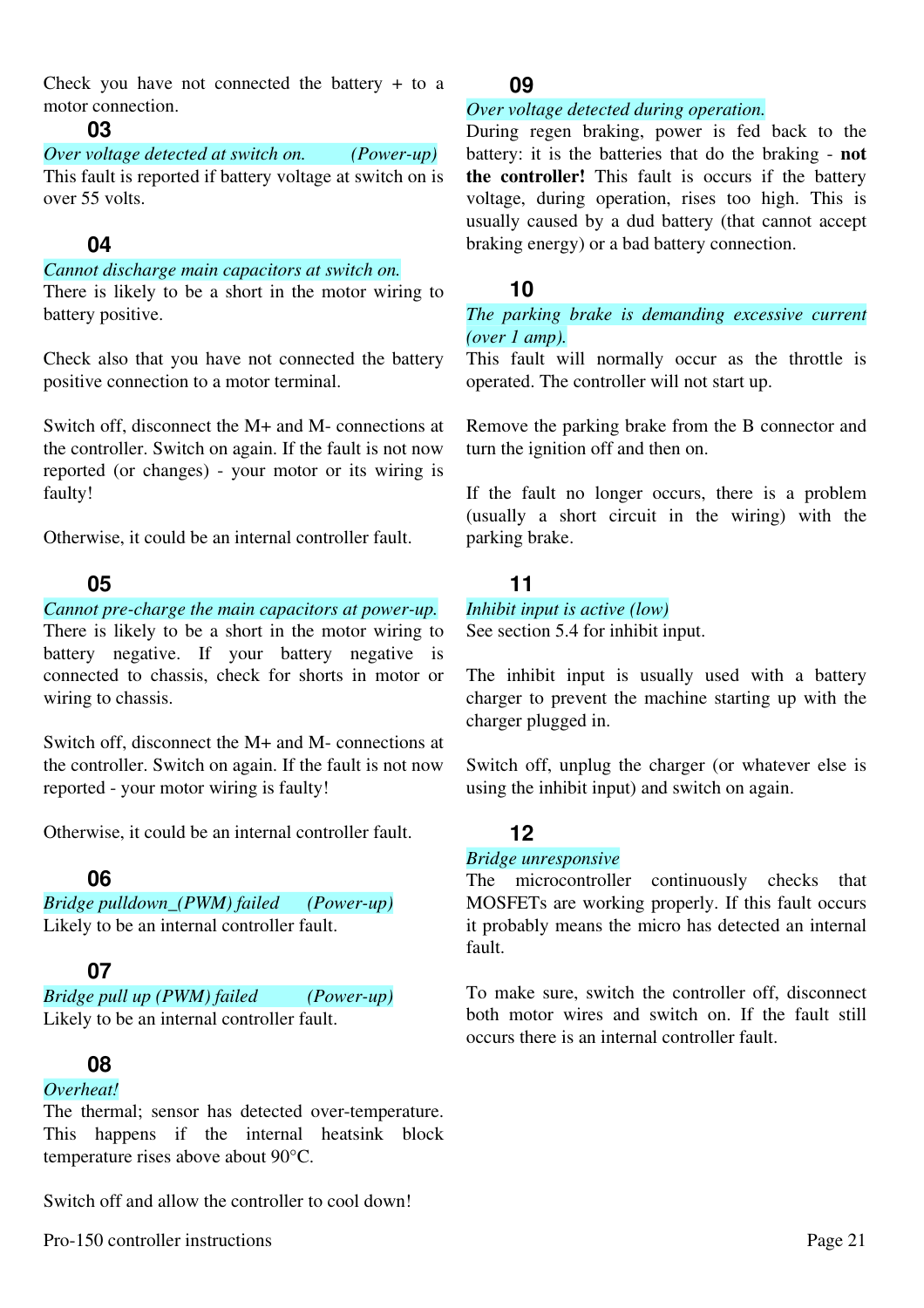Check you have not connected the battery + to a motor connection.

### 03

*Over voltage detected at switch on.* *(Power-up)*

This fault is reported if battery voltage at switch on is over 55 volts.

### 04

*Cannot discharge main capacitors at switch on.*

There is likely to be a short in the motor wiring to battery positive.

Check also that you have not connected the battery positive connection to a motor terminal.

Switch off, disconnect the M+ and M- connections at the controller. Switch on again. If the fault is not now reported (or changes) - your motor or its wiring is faulty!

Otherwise, it could be an internal controller fault.

### 05

*Cannot pre-charge the main capacitors at power-up.*

There is likely to be a short in the motor wiring to battery negative. If your battery negative is connected to chassis, check for shorts in motor or wiring to chassis.

Switch off, disconnect the M+ and M- connections at the controller. Switch on again. If the fault is not now reported - your motor wiring is faulty!

Otherwise, it could be an internal controller fault.

### 06

*Bridge pulldown_(PWM) failed* *(Power-up)*

Likely to be an internal controller fault.

### 07

*Bridge pull up (PWM) failed* *(Power-up)*

Likely to be an internal controller fault.

### 08

*Overheat!*

The thermal; sensor has detected over-temperature. This happens if the internal heatsink block temperature rises above about 90°C.

Switch off and allow the controller to cool down!

### 09

*Over voltage detected during operation.*

During regen braking, power is fed back to the battery: it is the batteries that do the braking - **not the controller!** This fault is occurs if the battery voltage, during operation, rises too high. This is usually caused by a dud battery (that cannot accept braking energy) or a bad battery connection.

### 10

*The parking brake is demanding excessive current (over 1 amp).*

This fault will normally occur as the throttle is operated. The controller will not start up.

Remove the parking brake from the B connector and turn the ignition off and then on.

If the fault no longer occurs, there is a problem (usually a short circuit in the wiring) with the parking brake.

### 11

*Inhibit input is active (low)*

See section 5.4 for inhibit input.

The inhibit input is usually used with a battery charger to prevent the machine starting up with the charger plugged in.

Switch off, unplug the charger (or whatever else is using the inhibit input) and switch on again.

### 12

*Bridge unresponsive*

The microcontroller continuously checks that MOSFETs are working properly. If this fault occurs it probably means the micro has detected an internal fault.

To make sure, switch the controller off, disconnect both motor wires and switch on. If the fault still occurs there is an internal controller fault.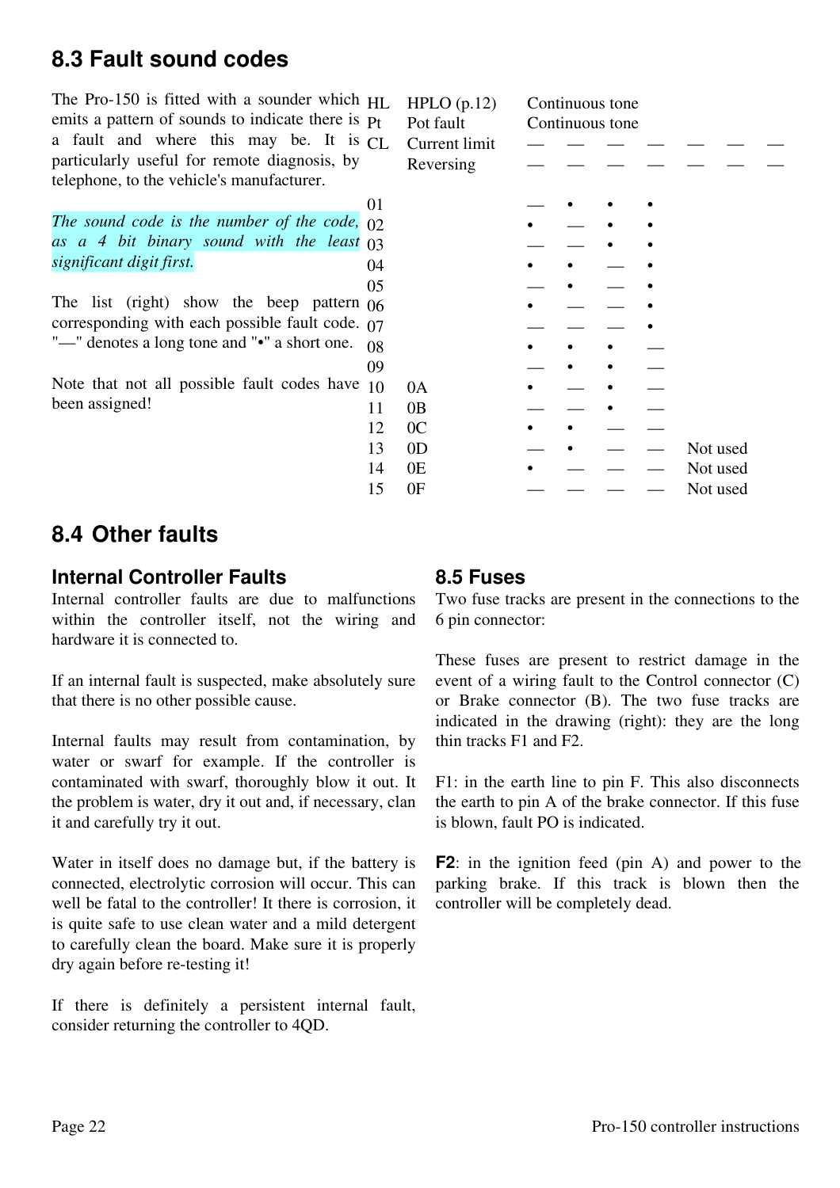## 8.3 Fault sound codes

The Pro-150 is fitted with a sounder which emits a pattern of sounds to indicate there is a fault and where this may be. It is particularly useful for remote diagnosis, by telephone, to the vehicle's manufacturer.

*The sound code is the number of the code, as a 4 bit binary sound with the least significant digit first.*

The list (right) show the beep pattern corresponding with each possible fault code. "—" denotes a long tone and "•" a short one.

Note that not all possible fault codes have been assigned!

| Code | | Pattern | |
|---|---|---|---|
| HL | HPLO (p.12) | Continuous tone | |
| Pt | Pot fault | Continuous tone | |
| CL | Current limit | — — — — — — — | |
| | Reversing | — — — — — — — | |
| 01 | | — • • • | |
| 02 | | • — • • | |
| 03 | | — — • • | |
| 04 | | • • — • | |
| 05 | | — • — • | |
| 06 | | • — — • | |
| 07 | | — — — • | |
| 08 | | • • • — | |
| 09 | | — • • — | |
| 10 | 0A | • — • — | |
| 11 | 0B | — — • — | |
| 12 | 0C | • • — — | |
| 13 | 0D | — • — — | Not used |
| 14 | 0E | • — — — | Not used |
| 15 | 0F | — — — — | Not used |

## 8.4 Other faults

### Internal Controller Faults

Internal controller faults are due to malfunctions within the controller itself, not the wiring and hardware it is connected to.

If an internal fault is suspected, make absolutely sure that there is no other possible cause.

Internal faults may result from contamination, by water or swarf for example. If the controller is contaminated with swarf, thoroughly blow it out. It the problem is water, dry it out and, if necessary, clan it and carefully try it out.

Water in itself does no damage but, if the battery is connected, electrolytic corrosion will occur. This can well be fatal to the controller! It there is corrosion, it is quite safe to use clean water and a mild detergent to carefully clean the board. Make sure it is properly dry again before re-testing it!

If there is definitely a persistent internal fault, consider returning the controller to 4QD.

## 8.5 Fuses

Two fuse tracks are present in the connections to the 6 pin connector:

These fuses are present to restrict damage in the event of a wiring fault to the Control connector (C) or Brake connector (B). The two fuse tracks are indicated in the drawing (right): they are the long thin tracks F1 and F2.

F1: in the earth line to pin F. This also disconnects the earth to pin A of the brake connector. If this fuse is blown, fault PO is indicated.

**F2**: in the ignition feed (pin A) and power to the parking brake. If this track is blown then the controller will be completely dead.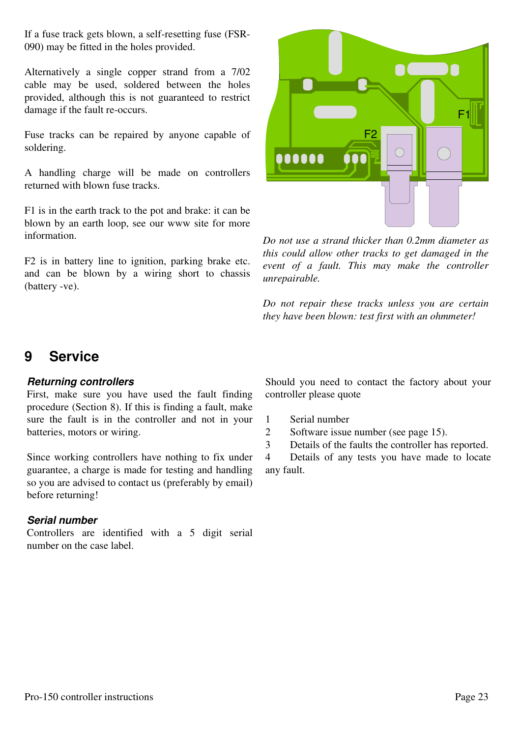If a fuse track gets blown, a self-resetting fuse (FSR-090) may be fitted in the holes provided.

Alternatively a single copper strand from a 7/02 cable may be used, soldered between the holes provided, although this is not guaranteed to restrict damage if the fault re-occurs.

Fuse tracks can be repaired by anyone capable of soldering.

A handling charge will be made on controllers returned with blown fuse tracks.

F1 is in the earth track to the pot and brake: it can be blown by an earth loop, see our www site for more information.

F2 is in battery line to ignition, parking brake etc. and can be blown by a wiring short to chassis (battery -ve).

*Do not use a strand thicker than 0.2mm diameter as this could allow other tracks to get damaged in the event of a fault. This may make the controller unrepairable.*

*Do not repair these tracks unless you are certain they have been blown: test first with an ohmmeter!*

# 9 Service

### *Returning controllers*

First, make sure you have used the fault finding procedure (Section 8). If this is finding a fault, make sure the fault is in the controller and not in your batteries, motors or wiring.

Since working controllers have nothing to fix under guarantee, a charge is made for testing and handling so you are advised to contact us (preferably by email) before returning!

### *Serial number*

Controllers are identified with a 5 digit serial number on the case label.

Should you need to contact the factory about your controller please quote

1. Serial number
2. Software issue number (see page 15).
3. Details of the faults the controller has reported.
4. Details of any tests you have made to locate any fault.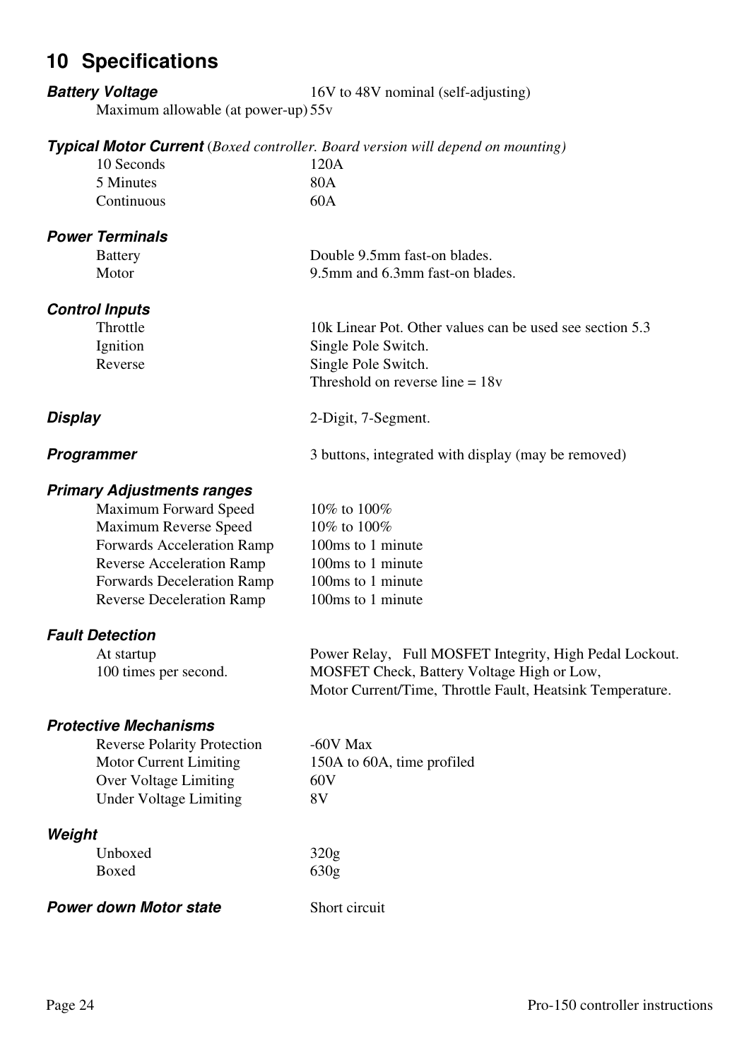# 10 Specifications

***Battery Voltage*** 16V to 48V nominal (self-adjusting)

Maximum allowable (at power-up) 55v

***Typical Motor Current*** *(Boxed controller. Board version will depend on mounting)*

| | |
|---|---|
| 10 Seconds | 120A |
| 5 Minutes | 80A |
| Continuous | 60A |

***Power Terminals***

| | |
|---|---|
| Battery | Double 9.5mm fast-on blades. |
| Motor | 9.5mm and 6.3mm fast-on blades. |

***Control Inputs***

| | |
|---|---|
| Throttle | 10k Linear Pot. Other values can be used see section 5.3 |
| Ignition | Single Pole Switch. |
| Reverse | Single Pole Switch. Threshold on reverse line = 18v |

***Display*** 2-Digit, 7-Segment.

***Programmer*** 3 buttons, integrated with display (may be removed)

***Primary Adjustments ranges***

| | |
|---|---|
| Maximum Forward Speed | 10% to 100% |
| Maximum Reverse Speed | 10% to 100% |
| Forwards Acceleration Ramp | 100ms to 1 minute |
| Reverse Acceleration Ramp | 100ms to 1 minute |
| Forwards Deceleration Ramp | 100ms to 1 minute |
| Reverse Deceleration Ramp | 100ms to 1 minute |

***Fault Detection***

| | |
|---|---|
| At startup | Power Relay, Full MOSFET Integrity, High Pedal Lockout. |
| 100 times per second. | MOSFET Check, Battery Voltage High or Low, Motor Current/Time, Throttle Fault, Heatsink Temperature. |

***Protective Mechanisms***

| | |
|---|---|
| Reverse Polarity Protection | -60V Max |
| Motor Current Limiting | 150A to 60A, time profiled |
| Over Voltage Limiting | 60V |
| Under Voltage Limiting | 8V |

***Weight***

| | |
|---|---|
| Unboxed | 320g |
| Boxed | 630g |

***Power down Motor state*** Short circuit